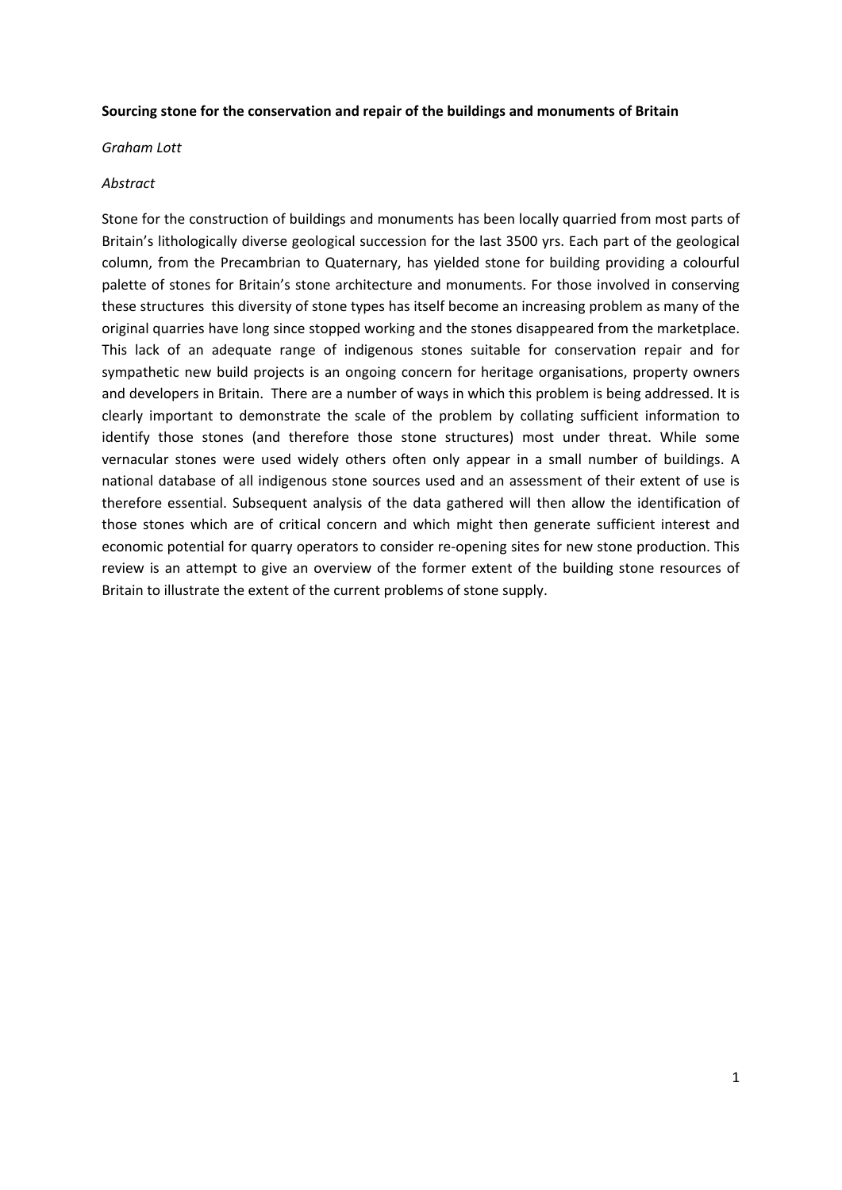**Sourcing stone for the conservation and repair of the buildings and monuments of Britain**

*Graham Lott*

*Abstract*

Stone for the construction of buildings and monuments has been locally quarried from most parts of Britain's lithologically diverse geological succession for the last 3500 yrs. Each part of the geological column, from the Precambrian to Quaternary, has yielded stone for building providing a colourful palette of stones for Britain's stone architecture and monuments. For those involved in conserving these structures this diversity of stone types has itself become an increasing problem as many of the original quarries have long since stopped working and the stones disappeared from the marketplace. This lack of an adequate range of indigenous stones suitable for conservation repair and for sympathetic new build projects is an ongoing concern for heritage organisations, property owners and developers in Britain. There are a number of ways in which this problem is being addressed. It is clearly important to demonstrate the scale of the problem by collating sufficient information to identify those stones (and therefore those stone structures) most under threat. While some vernacular stones were used widely others often only appear in a small number of buildings. A national database of all indigenous stone sources used and an assessment of their extent of use is therefore essential. Subsequent analysis of the data gathered will then allow the identification of those stones which are of critical concern and which might then generate sufficient interest and economic potential for quarry operators to consider re-opening sites for new stone production. This review is an attempt to give an overview of the former extent of the building stone resources of Britain to illustrate the extent of the current problems of stone supply.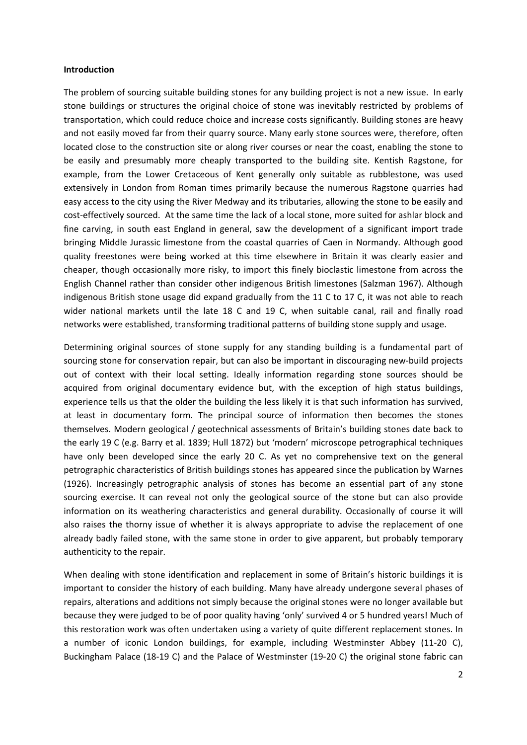**Introduction**

The problem of sourcing suitable building stones for any building project is not a new issue. In early stone buildings or structures the original choice of stone was inevitably restricted by problems of transportation, which could reduce choice and increase costs significantly. Building stones are heavy and not easily moved far from their quarry source. Many early stone sources were, therefore, often located close to the construction site or along river courses or near the coast, enabling the stone to be easily and presumably more cheaply transported to the building site. Kentish Ragstone, for example, from the Lower Cretaceous of Kent generally only suitable as rubblestone, was used extensively in London from Roman times primarily because the numerous Ragstone quarries had easy access to the city using the River Medway and its tributaries, allowing the stone to be easily and cost-effectively sourced. At the same time the lack of a local stone, more suited for ashlar block and fine carving, in south east England in general, saw the development of a significant import trade bringing Middle Jurassic limestone from the coastal quarries of Caen in Normandy. Although good quality freestones were being worked at this time elsewhere in Britain it was clearly easier and cheaper, though occasionally more risky, to import this finely bioclastic limestone from across the English Channel rather than consider other indigenous British limestones (Salzman 1967). Although indigenous British stone usage did expand gradually from the 11 C to 17 C, it was not able to reach wider national markets until the late 18 C and 19 C, when suitable canal, rail and finally road networks were established, transforming traditional patterns of building stone supply and usage.

Determining original sources of stone supply for any standing building is a fundamental part of sourcing stone for conservation repair, but can also be important in discouraging new-build projects out of context with their local setting. Ideally information regarding stone sources should be acquired from original documentary evidence but, with the exception of high status buildings, experience tells us that the older the building the less likely it is that such information has survived, at least in documentary form. The principal source of information then becomes the stones themselves. Modern geological / geotechnical assessments of Britain's building stones date back to the early 19 C (e.g. Barry et al. 1839; Hull 1872) but 'modern' microscope petrographical techniques have only been developed since the early 20 C. As yet no comprehensive text on the general petrographic characteristics of British buildings stones has appeared since the publication by Warnes (1926). Increasingly petrographic analysis of stones has become an essential part of any stone sourcing exercise. It can reveal not only the geological source of the stone but can also provide information on its weathering characteristics and general durability. Occasionally of course it will also raises the thorny issue of whether it is always appropriate to advise the replacement of one already badly failed stone, with the same stone in order to give apparent, but probably temporary authenticity to the repair.

When dealing with stone identification and replacement in some of Britain's historic buildings it is important to consider the history of each building. Many have already undergone several phases of repairs, alterations and additions not simply because the original stones were no longer available but because they were judged to be of poor quality having 'only' survived 4 or 5 hundred years! Much of this restoration work was often undertaken using a variety of quite different replacement stones. In a number of iconic London buildings, for example, including Westminster Abbey (11-20 C), Buckingham Palace (18-19 C) and the Palace of Westminster (19-20 C) the original stone fabric can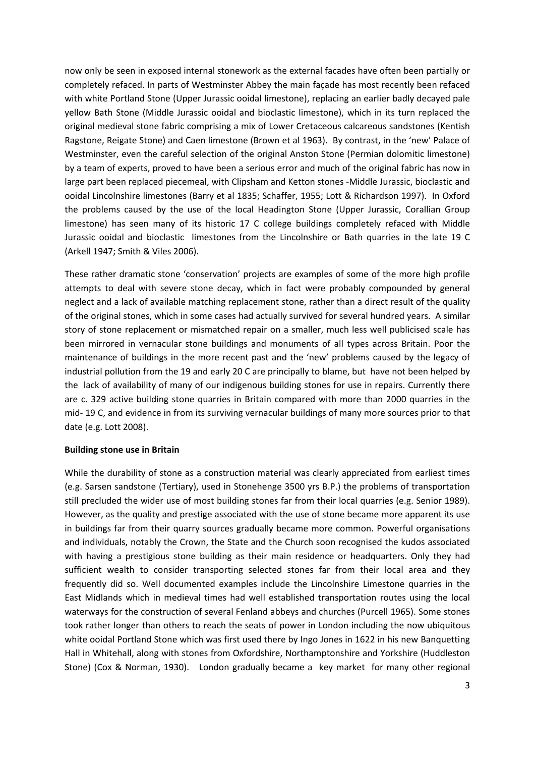now only be seen in exposed internal stonework as the external facades have often been partially or completely refaced. In parts of Westminster Abbey the main façade has most recently been refaced with white Portland Stone (Upper Jurassic ooidal limestone), replacing an earlier badly decayed pale yellow Bath Stone (Middle Jurassic ooidal and bioclastic limestone), which in its turn replaced the original medieval stone fabric comprising a mix of Lower Cretaceous calcareous sandstones (Kentish Ragstone, Reigate Stone) and Caen limestone (Brown et al 1963). By contrast, in the 'new' Palace of Westminster, even the careful selection of the original Anston Stone (Permian dolomitic limestone) by a team of experts, proved to have been a serious error and much of the original fabric has now in large part been replaced piecemeal, with Clipsham and Ketton stones -Middle Jurassic, bioclastic and ooidal Lincolnshire limestones (Barry et al 1835; Schaffer, 1955; Lott & Richardson 1997). In Oxford the problems caused by the use of the local Headington Stone (Upper Jurassic, Corallian Group limestone) has seen many of its historic 17 C college buildings completely refaced with Middle Jurassic ooidal and bioclastic limestones from the Lincolnshire or Bath quarries in the late 19 C (Arkell 1947; Smith & Viles 2006).

These rather dramatic stone 'conservation' projects are examples of some of the more high profile attempts to deal with severe stone decay, which in fact were probably compounded by general neglect and a lack of available matching replacement stone, rather than a direct result of the quality of the original stones, which in some cases had actually survived for several hundred years. A similar story of stone replacement or mismatched repair on a smaller, much less well publicised scale has been mirrored in vernacular stone buildings and monuments of all types across Britain. Poor the maintenance of buildings in the more recent past and the 'new' problems caused by the legacy of industrial pollution from the 19 and early 20 C are principally to blame, but have not been helped by the lack of availability of many of our indigenous building stones for use in repairs. Currently there are c. 329 active building stone quarries in Britain compared with more than 2000 quarries in the mid- 19 C, and evidence in from its surviving vernacular buildings of many more sources prior to that date (e.g. Lott 2008).

**Building stone use in Britain**

While the durability of stone as a construction material was clearly appreciated from earliest times (e.g. Sarsen sandstone (Tertiary), used in Stonehenge 3500 yrs B.P.) the problems of transportation still precluded the wider use of most building stones far from their local quarries (e.g. Senior 1989). However, as the quality and prestige associated with the use of stone became more apparent its use in buildings far from their quarry sources gradually became more common. Powerful organisations and individuals, notably the Crown, the State and the Church soon recognised the kudos associated with having a prestigious stone building as their main residence or headquarters. Only they had sufficient wealth to consider transporting selected stones far from their local area and they frequently did so. Well documented examples include the Lincolnshire Limestone quarries in the East Midlands which in medieval times had well established transportation routes using the local waterways for the construction of several Fenland abbeys and churches (Purcell 1965). Some stones took rather longer than others to reach the seats of power in London including the now ubiquitous white ooidal Portland Stone which was first used there by Ingo Jones in 1622 in his new Banquetting Hall in Whitehall, along with stones from Oxfordshire, Northamptonshire and Yorkshire (Huddleston Stone) (Cox & Norman, 1930). London gradually became a key market for many other regional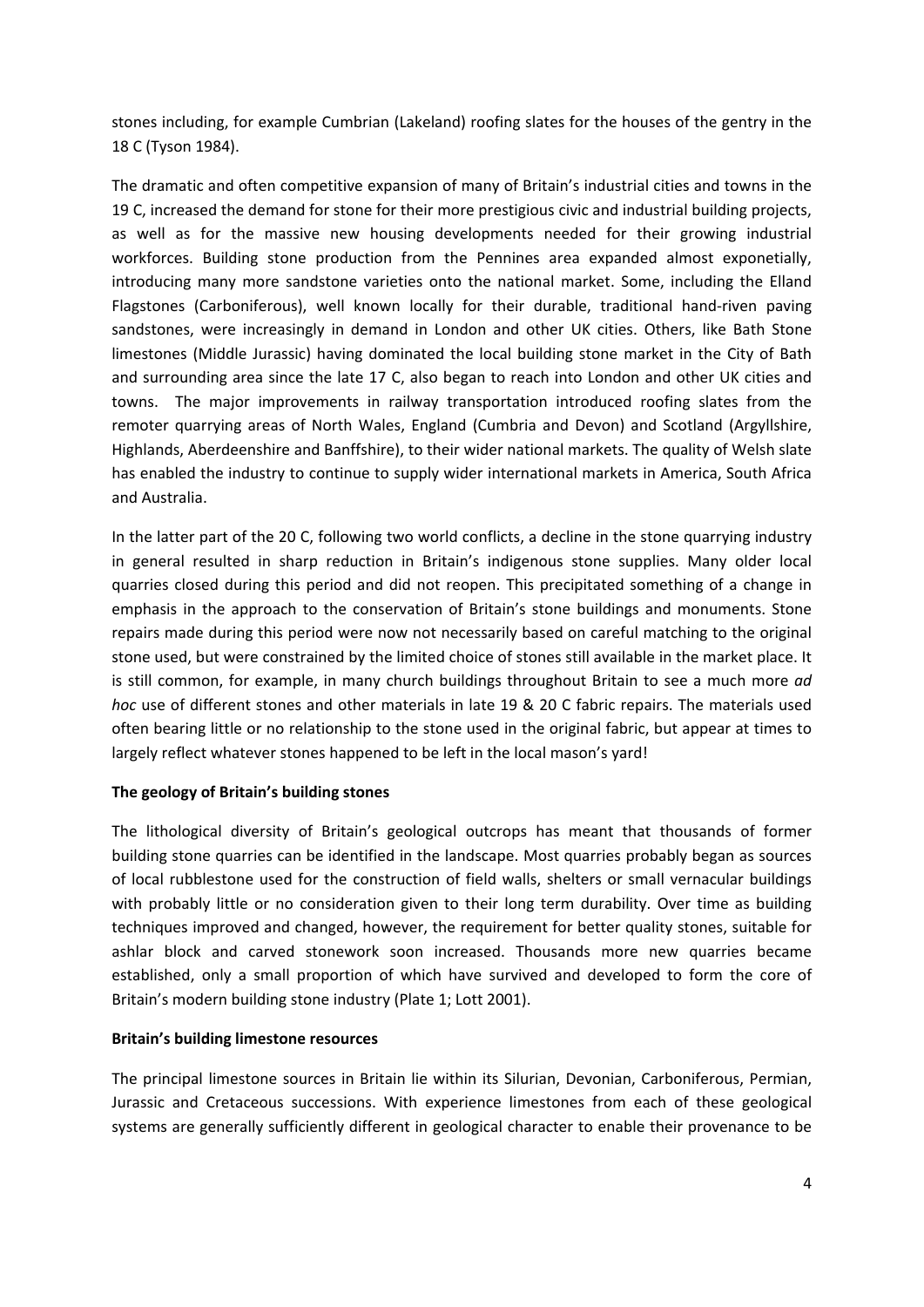stones including, for example Cumbrian (Lakeland) roofing slates for the houses of the gentry in the 18 C (Tyson 1984).

The dramatic and often competitive expansion of many of Britain's industrial cities and towns in the 19 C, increased the demand for stone for their more prestigious civic and industrial building projects, as well as for the massive new housing developments needed for their growing industrial workforces. Building stone production from the Pennines area expanded almost exponetially, introducing many more sandstone varieties onto the national market. Some, including the Elland Flagstones (Carboniferous), well known locally for their durable, traditional hand-riven paving sandstones, were increasingly in demand in London and other UK cities. Others, like Bath Stone limestones (Middle Jurassic) having dominated the local building stone market in the City of Bath and surrounding area since the late 17 C, also began to reach into London and other UK cities and towns. The major improvements in railway transportation introduced roofing slates from the remoter quarrying areas of North Wales, England (Cumbria and Devon) and Scotland (Argyllshire, Highlands, Aberdeenshire and Banffshire), to their wider national markets. The quality of Welsh slate has enabled the industry to continue to supply wider international markets in America, South Africa and Australia.

In the latter part of the 20 C, following two world conflicts, a decline in the stone quarrying industry in general resulted in sharp reduction in Britain's indigenous stone supplies. Many older local quarries closed during this period and did not reopen. This precipitated something of a change in emphasis in the approach to the conservation of Britain's stone buildings and monuments. Stone repairs made during this period were now not necessarily based on careful matching to the original stone used, but were constrained by the limited choice of stones still available in the market place. It is still common, for example, in many church buildings throughout Britain to see a much more *ad hoc* use of different stones and other materials in late 19 & 20 C fabric repairs. The materials used often bearing little or no relationship to the stone used in the original fabric, but appear at times to largely reflect whatever stones happened to be left in the local mason's yard!

**The geology of Britain's building stones**

The lithological diversity of Britain's geological outcrops has meant that thousands of former building stone quarries can be identified in the landscape. Most quarries probably began as sources of local rubblestone used for the construction of field walls, shelters or small vernacular buildings with probably little or no consideration given to their long term durability. Over time as building techniques improved and changed, however, the requirement for better quality stones, suitable for ashlar block and carved stonework soon increased. Thousands more new quarries became established, only a small proportion of which have survived and developed to form the core of Britain's modern building stone industry (Plate 1; Lott 2001).

**Britain's building limestone resources**

The principal limestone sources in Britain lie within its Silurian, Devonian, Carboniferous, Permian, Jurassic and Cretaceous successions. With experience limestones from each of these geological systems are generally sufficiently different in geological character to enable their provenance to be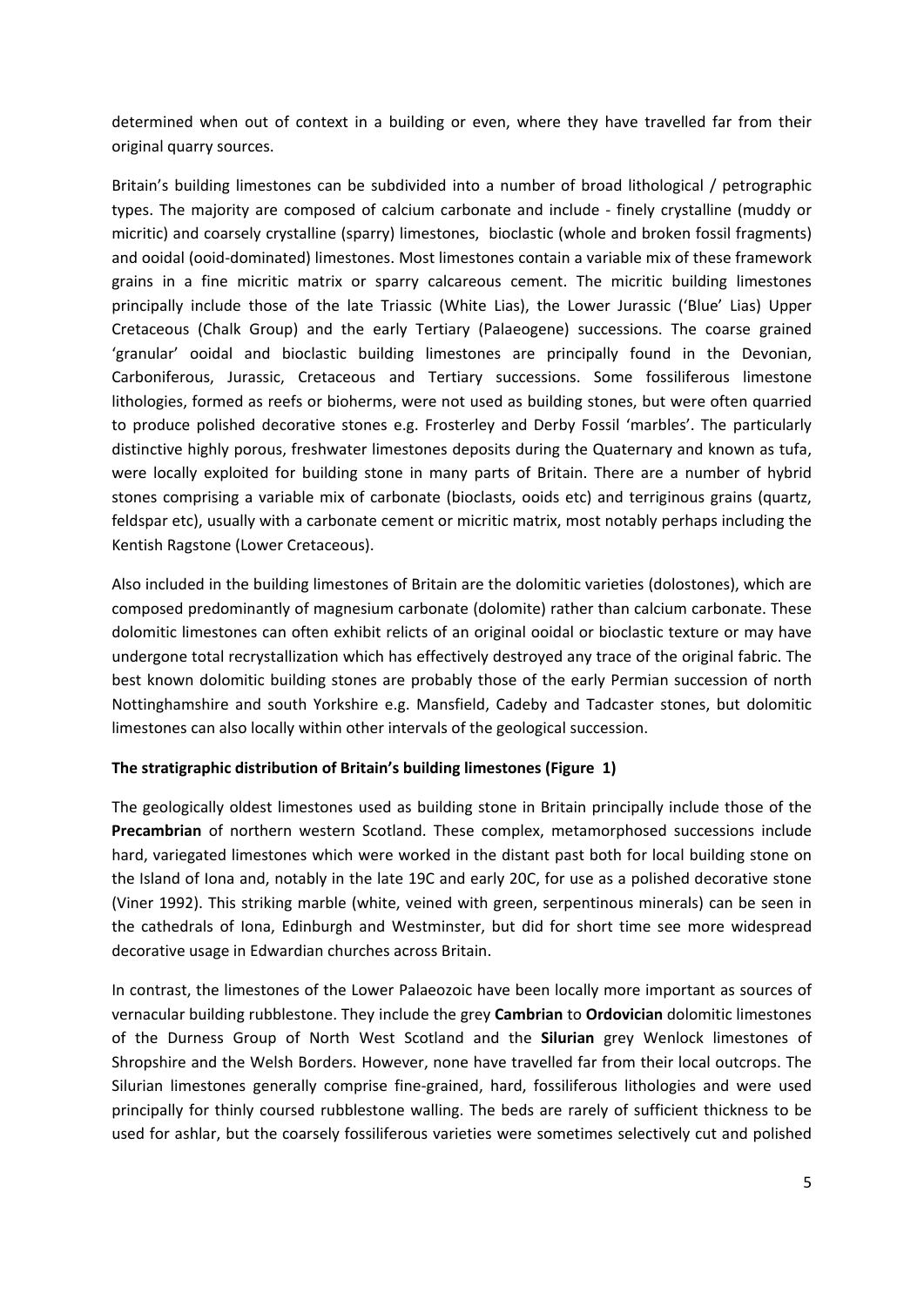determined when out of context in a building or even, where they have travelled far from their original quarry sources.

Britain's building limestones can be subdivided into a number of broad lithological / petrographic types. The majority are composed of calcium carbonate and include - finely crystalline (muddy or micritic) and coarsely crystalline (sparry) limestones, bioclastic (whole and broken fossil fragments) and ooidal (ooid-dominated) limestones. Most limestones contain a variable mix of these framework grains in a fine micritic matrix or sparry calcareous cement. The micritic building limestones principally include those of the late Triassic (White Lias), the Lower Jurassic ('Blue' Lias) Upper Cretaceous (Chalk Group) and the early Tertiary (Palaeogene) successions. The coarse grained 'granular' ooidal and bioclastic building limestones are principally found in the Devonian, Carboniferous, Jurassic, Cretaceous and Tertiary successions. Some fossiliferous limestone lithologies, formed as reefs or bioherms, were not used as building stones, but were often quarried to produce polished decorative stones e.g. Frosterley and Derby Fossil 'marbles'. The particularly distinctive highly porous, freshwater limestones deposits during the Quaternary and known as tufa, were locally exploited for building stone in many parts of Britain. There are a number of hybrid stones comprising a variable mix of carbonate (bioclasts, ooids etc) and terriginous grains (quartz, feldspar etc), usually with a carbonate cement or micritic matrix, most notably perhaps including the Kentish Ragstone (Lower Cretaceous).

Also included in the building limestones of Britain are the dolomitic varieties (dolostones), which are composed predominantly of magnesium carbonate (dolomite) rather than calcium carbonate. These dolomitic limestones can often exhibit relicts of an original ooidal or bioclastic texture or may have undergone total recrystallization which has effectively destroyed any trace of the original fabric. The best known dolomitic building stones are probably those of the early Permian succession of north Nottinghamshire and south Yorkshire e.g. Mansfield, Cadeby and Tadcaster stones, but dolomitic limestones can also locally within other intervals of the geological succession.

**The stratigraphic distribution of Britain's building limestones (Figure 1)**

The geologically oldest limestones used as building stone in Britain principally include those of the **Precambrian** of northern western Scotland. These complex, metamorphosed successions include hard, variegated limestones which were worked in the distant past both for local building stone on the Island of Iona and, notably in the late 19C and early 20C, for use as a polished decorative stone (Viner 1992). This striking marble (white, veined with green, serpentinous minerals) can be seen in the cathedrals of Iona, Edinburgh and Westminster, but did for short time see more widespread decorative usage in Edwardian churches across Britain.

In contrast, the limestones of the Lower Palaeozoic have been locally more important as sources of vernacular building rubblestone. They include the grey **Cambrian** to **Ordovician** dolomitic limestones of the Durness Group of North West Scotland and the **Silurian** grey Wenlock limestones of Shropshire and the Welsh Borders. However, none have travelled far from their local outcrops. The Silurian limestones generally comprise fine-grained, hard, fossiliferous lithologies and were used principally for thinly coursed rubblestone walling. The beds are rarely of sufficient thickness to be used for ashlar, but the coarsely fossiliferous varieties were sometimes selectively cut and polished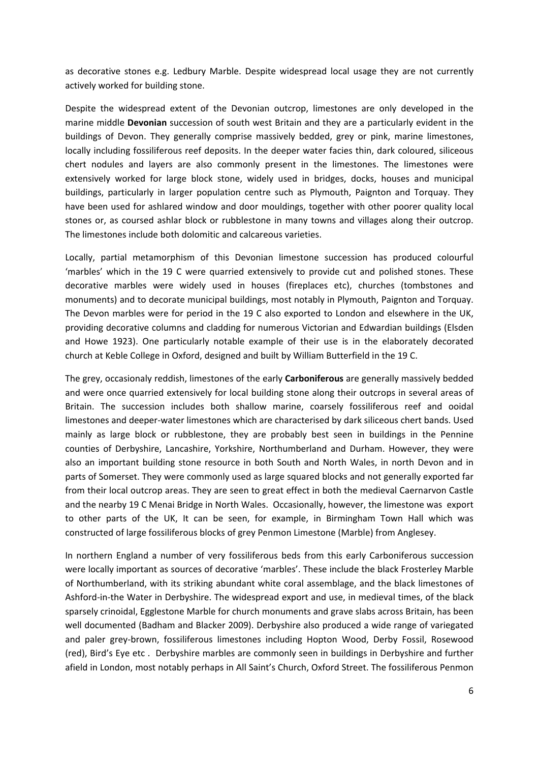as decorative stones e.g. Ledbury Marble. Despite widespread local usage they are not currently actively worked for building stone.

Despite the widespread extent of the Devonian outcrop, limestones are only developed in the marine middle **Devonian** succession of south west Britain and they are a particularly evident in the buildings of Devon. They generally comprise massively bedded, grey or pink, marine limestones, locally including fossiliferous reef deposits. In the deeper water facies thin, dark coloured, siliceous chert nodules and layers are also commonly present in the limestones. The limestones were extensively worked for large block stone, widely used in bridges, docks, houses and municipal buildings, particularly in larger population centre such as Plymouth, Paignton and Torquay. They have been used for ashlared window and door mouldings, together with other poorer quality local stones or, as coursed ashlar block or rubblestone in many towns and villages along their outcrop. The limestones include both dolomitic and calcareous varieties.

Locally, partial metamorphism of this Devonian limestone succession has produced colourful 'marbles' which in the 19 C were quarried extensively to provide cut and polished stones. These decorative marbles were widely used in houses (fireplaces etc), churches (tombstones and monuments) and to decorate municipal buildings, most notably in Plymouth, Paignton and Torquay. The Devon marbles were for period in the 19 C also exported to London and elsewhere in the UK, providing decorative columns and cladding for numerous Victorian and Edwardian buildings (Elsden and Howe 1923). One particularly notable example of their use is in the elaborately decorated church at Keble College in Oxford, designed and built by William Butterfield in the 19 C.

The grey, occasionaly reddish, limestones of the early **Carboniferous** are generally massively bedded and were once quarried extensively for local building stone along their outcrops in several areas of Britain. The succession includes both shallow marine, coarsely fossiliferous reef and ooidal limestones and deeper-water limestones which are characterised by dark siliceous chert bands. Used mainly as large block or rubblestone, they are probably best seen in buildings in the Pennine counties of Derbyshire, Lancashire, Yorkshire, Northumberland and Durham. However, they were also an important building stone resource in both South and North Wales, in north Devon and in parts of Somerset. They were commonly used as large squared blocks and not generally exported far from their local outcrop areas. They are seen to great effect in both the medieval Caernarvon Castle and the nearby 19 C Menai Bridge in North Wales. Occasionally, however, the limestone was export to other parts of the UK, It can be seen, for example, in Birmingham Town Hall which was constructed of large fossiliferous blocks of grey Penmon Limestone (Marble) from Anglesey.

In northern England a number of very fossiliferous beds from this early Carboniferous succession were locally important as sources of decorative 'marbles'. These include the black Frosterley Marble of Northumberland, with its striking abundant white coral assemblage, and the black limestones of Ashford-in-the Water in Derbyshire. The widespread export and use, in medieval times, of the black sparsely crinoidal, Egglestone Marble for church monuments and grave slabs across Britain, has been well documented (Badham and Blacker 2009). Derbyshire also produced a wide range of variegated and paler grey-brown, fossiliferous limestones including Hopton Wood, Derby Fossil, Rosewood (red), Bird's Eye etc . Derbyshire marbles are commonly seen in buildings in Derbyshire and further afield in London, most notably perhaps in All Saint's Church, Oxford Street. The fossiliferous Penmon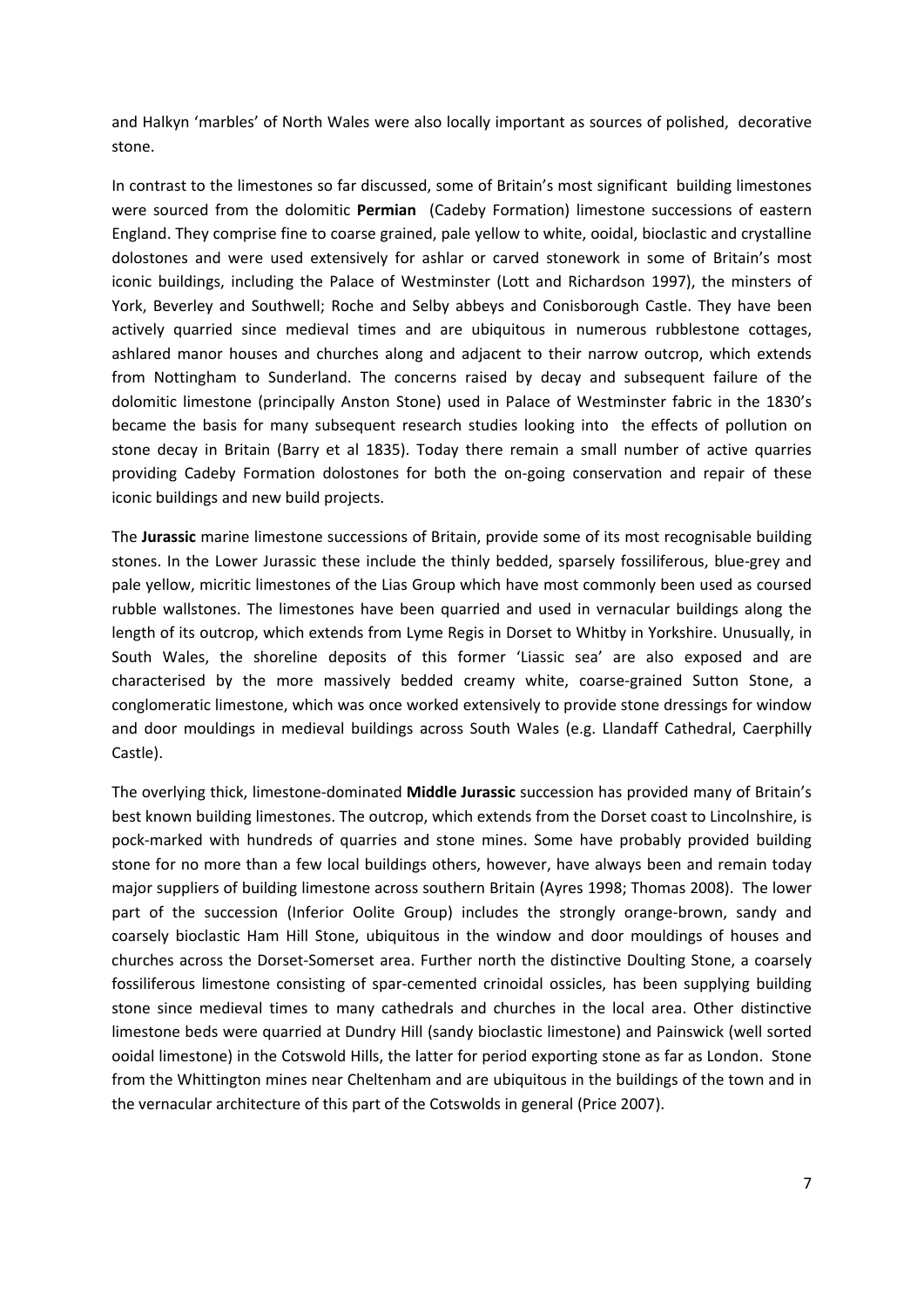and Halkyn 'marbles' of North Wales were also locally important as sources of polished, decorative stone.

In contrast to the limestones so far discussed, some of Britain's most significant building limestones were sourced from the dolomitic **Permian** (Cadeby Formation) limestone successions of eastern England. They comprise fine to coarse grained, pale yellow to white, ooidal, bioclastic and crystalline dolostones and were used extensively for ashlar or carved stonework in some of Britain's most iconic buildings, including the Palace of Westminster (Lott and Richardson 1997), the minsters of York, Beverley and Southwell; Roche and Selby abbeys and Conisborough Castle. They have been actively quarried since medieval times and are ubiquitous in numerous rubblestone cottages, ashlared manor houses and churches along and adjacent to their narrow outcrop, which extends from Nottingham to Sunderland. The concerns raised by decay and subsequent failure of the dolomitic limestone (principally Anston Stone) used in Palace of Westminster fabric in the 1830's became the basis for many subsequent research studies looking into the effects of pollution on stone decay in Britain (Barry et al 1835). Today there remain a small number of active quarries providing Cadeby Formation dolostones for both the on-going conservation and repair of these iconic buildings and new build projects.

The **Jurassic** marine limestone successions of Britain, provide some of its most recognisable building stones. In the Lower Jurassic these include the thinly bedded, sparsely fossiliferous, blue-grey and pale yellow, micritic limestones of the Lias Group which have most commonly been used as coursed rubble wallstones. The limestones have been quarried and used in vernacular buildings along the length of its outcrop, which extends from Lyme Regis in Dorset to Whitby in Yorkshire. Unusually, in South Wales, the shoreline deposits of this former 'Liassic sea' are also exposed and are characterised by the more massively bedded creamy white, coarse-grained Sutton Stone, a conglomeratic limestone, which was once worked extensively to provide stone dressings for window and door mouldings in medieval buildings across South Wales (e.g. Llandaff Cathedral, Caerphilly Castle).

The overlying thick, limestone-dominated **Middle Jurassic** succession has provided many of Britain's best known building limestones. The outcrop, which extends from the Dorset coast to Lincolnshire, is pock-marked with hundreds of quarries and stone mines. Some have probably provided building stone for no more than a few local buildings others, however, have always been and remain today major suppliers of building limestone across southern Britain (Ayres 1998; Thomas 2008). The lower part of the succession (Inferior Oolite Group) includes the strongly orange-brown, sandy and coarsely bioclastic Ham Hill Stone, ubiquitous in the window and door mouldings of houses and churches across the Dorset-Somerset area. Further north the distinctive Doulting Stone, a coarsely fossiliferous limestone consisting of spar-cemented crinoidal ossicles, has been supplying building stone since medieval times to many cathedrals and churches in the local area. Other distinctive limestone beds were quarried at Dundry Hill (sandy bioclastic limestone) and Painswick (well sorted ooidal limestone) in the Cotswold Hills, the latter for period exporting stone as far as London. Stone from the Whittington mines near Cheltenham and are ubiquitous in the buildings of the town and in the vernacular architecture of this part of the Cotswolds in general (Price 2007).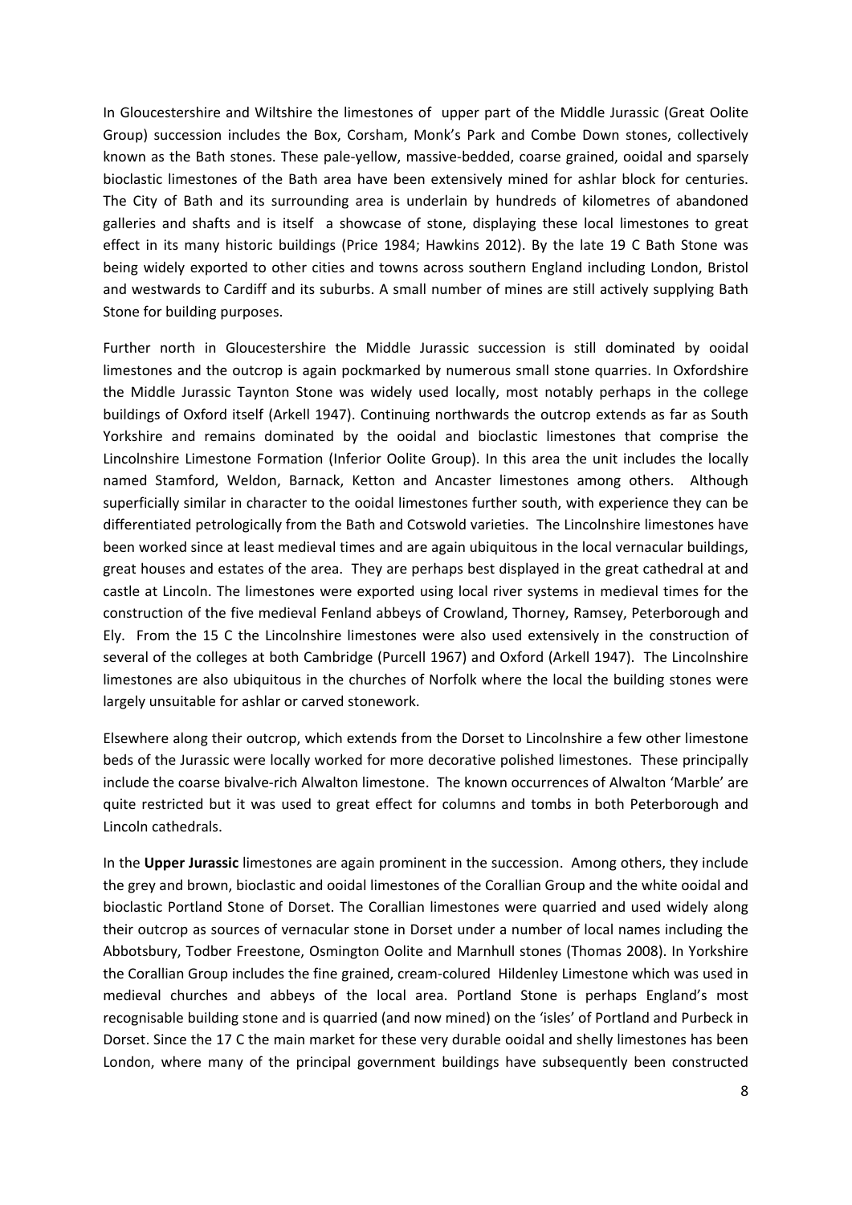In Gloucestershire and Wiltshire the limestones of upper part of the Middle Jurassic (Great Oolite Group) succession includes the Box, Corsham, Monk's Park and Combe Down stones, collectively known as the Bath stones. These pale-yellow, massive-bedded, coarse grained, ooidal and sparsely bioclastic limestones of the Bath area have been extensively mined for ashlar block for centuries. The City of Bath and its surrounding area is underlain by hundreds of kilometres of abandoned galleries and shafts and is itself a showcase of stone, displaying these local limestones to great effect in its many historic buildings (Price 1984; Hawkins 2012). By the late 19 C Bath Stone was being widely exported to other cities and towns across southern England including London, Bristol and westwards to Cardiff and its suburbs. A small number of mines are still actively supplying Bath Stone for building purposes.

Further north in Gloucestershire the Middle Jurassic succession is still dominated by ooidal limestones and the outcrop is again pockmarked by numerous small stone quarries. In Oxfordshire the Middle Jurassic Taynton Stone was widely used locally, most notably perhaps in the college buildings of Oxford itself (Arkell 1947). Continuing northwards the outcrop extends as far as South Yorkshire and remains dominated by the ooidal and bioclastic limestones that comprise the Lincolnshire Limestone Formation (Inferior Oolite Group). In this area the unit includes the locally named Stamford, Weldon, Barnack, Ketton and Ancaster limestones among others. Although superficially similar in character to the ooidal limestones further south, with experience they can be differentiated petrologically from the Bath and Cotswold varieties. The Lincolnshire limestones have been worked since at least medieval times and are again ubiquitous in the local vernacular buildings, great houses and estates of the area. They are perhaps best displayed in the great cathedral at and castle at Lincoln. The limestones were exported using local river systems in medieval times for the construction of the five medieval Fenland abbeys of Crowland, Thorney, Ramsey, Peterborough and Ely. From the 15 C the Lincolnshire limestones were also used extensively in the construction of several of the colleges at both Cambridge (Purcell 1967) and Oxford (Arkell 1947). The Lincolnshire limestones are also ubiquitous in the churches of Norfolk where the local the building stones were largely unsuitable for ashlar or carved stonework.

Elsewhere along their outcrop, which extends from the Dorset to Lincolnshire a few other limestone beds of the Jurassic were locally worked for more decorative polished limestones. These principally include the coarse bivalve-rich Alwalton limestone. The known occurrences of Alwalton 'Marble' are quite restricted but it was used to great effect for columns and tombs in both Peterborough and Lincoln cathedrals.

In the **Upper Jurassic** limestones are again prominent in the succession. Among others, they include the grey and brown, bioclastic and ooidal limestones of the Corallian Group and the white ooidal and bioclastic Portland Stone of Dorset. The Corallian limestones were quarried and used widely along their outcrop as sources of vernacular stone in Dorset under a number of local names including the Abbotsbury, Todber Freestone, Osmington Oolite and Marnhull stones (Thomas 2008). In Yorkshire the Corallian Group includes the fine grained, cream-colured Hildenley Limestone which was used in medieval churches and abbeys of the local area. Portland Stone is perhaps England's most recognisable building stone and is quarried (and now mined) on the 'isles' of Portland and Purbeck in Dorset. Since the 17 C the main market for these very durable ooidal and shelly limestones has been London, where many of the principal government buildings have subsequently been constructed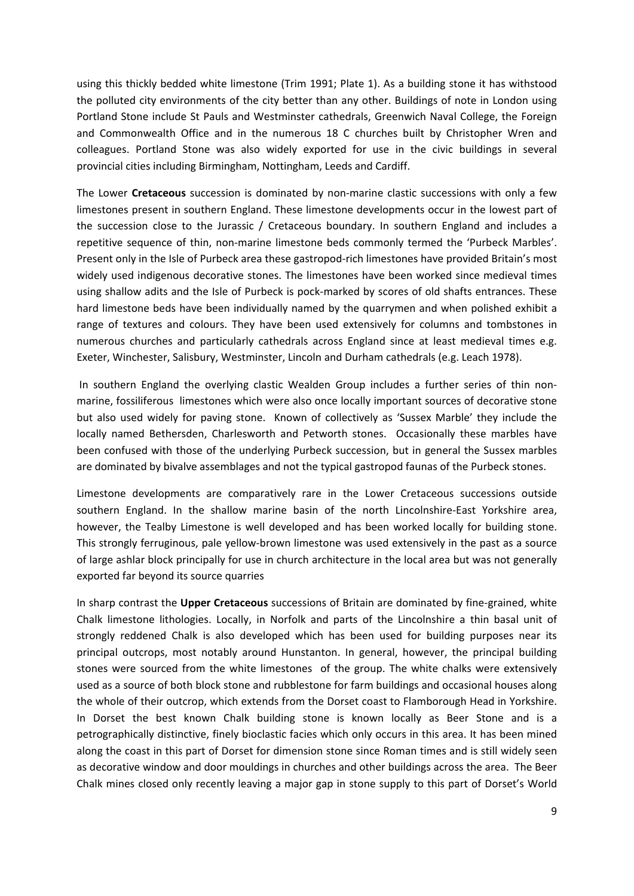using this thickly bedded white limestone (Trim 1991; Plate 1). As a building stone it has withstood the polluted city environments of the city better than any other. Buildings of note in London using Portland Stone include St Pauls and Westminster cathedrals, Greenwich Naval College, the Foreign and Commonwealth Office and in the numerous 18 C churches built by Christopher Wren and colleagues. Portland Stone was also widely exported for use in the civic buildings in several provincial cities including Birmingham, Nottingham, Leeds and Cardiff.

The Lower **Cretaceous** succession is dominated by non-marine clastic successions with only a few limestones present in southern England. These limestone developments occur in the lowest part of the succession close to the Jurassic / Cretaceous boundary. In southern England and includes a repetitive sequence of thin, non-marine limestone beds commonly termed the 'Purbeck Marbles'. Present only in the Isle of Purbeck area these gastropod-rich limestones have provided Britain's most widely used indigenous decorative stones. The limestones have been worked since medieval times using shallow adits and the Isle of Purbeck is pock-marked by scores of old shafts entrances. These hard limestone beds have been individually named by the quarrymen and when polished exhibit a range of textures and colours. They have been used extensively for columns and tombstones in numerous churches and particularly cathedrals across England since at least medieval times e.g. Exeter, Winchester, Salisbury, Westminster, Lincoln and Durham cathedrals (e.g. Leach 1978).

In southern England the overlying clastic Wealden Group includes a further series of thin non-marine, fossiliferous limestones which were also once locally important sources of decorative stone but also used widely for paving stone. Known of collectively as 'Sussex Marble' they include the locally named Bethersden, Charlesworth and Petworth stones. Occasionally these marbles have been confused with those of the underlying Purbeck succession, but in general the Sussex marbles are dominated by bivalve assemblages and not the typical gastropod faunas of the Purbeck stones.

Limestone developments are comparatively rare in the Lower Cretaceous successions outside southern England. In the shallow marine basin of the north Lincolnshire-East Yorkshire area, however, the Tealby Limestone is well developed and has been worked locally for building stone. This strongly ferruginous, pale yellow-brown limestone was used extensively in the past as a source of large ashlar block principally for use in church architecture in the local area but was not generally exported far beyond its source quarries

In sharp contrast the **Upper Cretaceous** successions of Britain are dominated by fine-grained, white Chalk limestone lithologies. Locally, in Norfolk and parts of the Lincolnshire a thin basal unit of strongly reddened Chalk is also developed which has been used for building purposes near its principal outcrops, most notably around Hunstanton. In general, however, the principal building stones were sourced from the white limestones of the group. The white chalks were extensively used as a source of both block stone and rubblestone for farm buildings and occasional houses along the whole of their outcrop, which extends from the Dorset coast to Flamborough Head in Yorkshire. In Dorset the best known Chalk building stone is known locally as Beer Stone and is a petrographically distinctive, finely bioclastic facies which only occurs in this area. It has been mined along the coast in this part of Dorset for dimension stone since Roman times and is still widely seen as decorative window and door mouldings in churches and other buildings across the area. The Beer Chalk mines closed only recently leaving a major gap in stone supply to this part of Dorset's World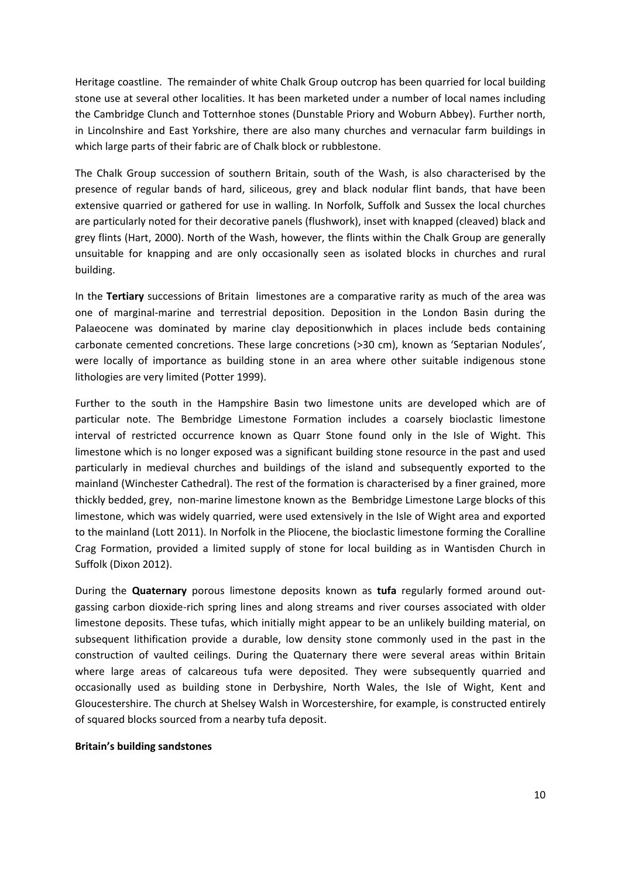Heritage coastline. The remainder of white Chalk Group outcrop has been quarried for local building stone use at several other localities. It has been marketed under a number of local names including the Cambridge Clunch and Totternhoe stones (Dunstable Priory and Woburn Abbey). Further north, in Lincolnshire and East Yorkshire, there are also many churches and vernacular farm buildings in which large parts of their fabric are of Chalk block or rubblestone.

The Chalk Group succession of southern Britain, south of the Wash, is also characterised by the presence of regular bands of hard, siliceous, grey and black nodular flint bands, that have been extensive quarried or gathered for use in walling. In Norfolk, Suffolk and Sussex the local churches are particularly noted for their decorative panels (flushwork), inset with knapped (cleaved) black and grey flints (Hart, 2000). North of the Wash, however, the flints within the Chalk Group are generally unsuitable for knapping and are only occasionally seen as isolated blocks in churches and rural building.

In the **Tertiary** successions of Britain limestones are a comparative rarity as much of the area was one of marginal-marine and terrestrial deposition. Deposition in the London Basin during the Palaeocene was dominated by marine clay depositionwhich in places include beds containing carbonate cemented concretions. These large concretions (>30 cm), known as 'Septarian Nodules', were locally of importance as building stone in an area where other suitable indigenous stone lithologies are very limited (Potter 1999).

Further to the south in the Hampshire Basin two limestone units are developed which are of particular note. The Bembridge Limestone Formation includes a coarsely bioclastic limestone interval of restricted occurrence known as Quarr Stone found only in the Isle of Wight. This limestone which is no longer exposed was a significant building stone resource in the past and used particularly in medieval churches and buildings of the island and subsequently exported to the mainland (Winchester Cathedral). The rest of the formation is characterised by a finer grained, more thickly bedded, grey, non-marine limestone known as the Bembridge Limestone Large blocks of this limestone, which was widely quarried, were used extensively in the Isle of Wight area and exported to the mainland (Lott 2011). In Norfolk in the Pliocene, the bioclastic limestone forming the Coralline Crag Formation, provided a limited supply of stone for local building as in Wantisden Church in Suffolk (Dixon 2012).

During the **Quaternary** porous limestone deposits known as **tufa** regularly formed around out-gassing carbon dioxide-rich spring lines and along streams and river courses associated with older limestone deposits. These tufas, which initially might appear to be an unlikely building material, on subsequent lithification provide a durable, low density stone commonly used in the past in the construction of vaulted ceilings. During the Quaternary there were several areas within Britain where large areas of calcareous tufa were deposited. They were subsequently quarried and occasionally used as building stone in Derbyshire, North Wales, the Isle of Wight, Kent and Gloucestershire. The church at Shelsey Walsh in Worcestershire, for example, is constructed entirely of squared blocks sourced from a nearby tufa deposit.

**Britain's building sandstones**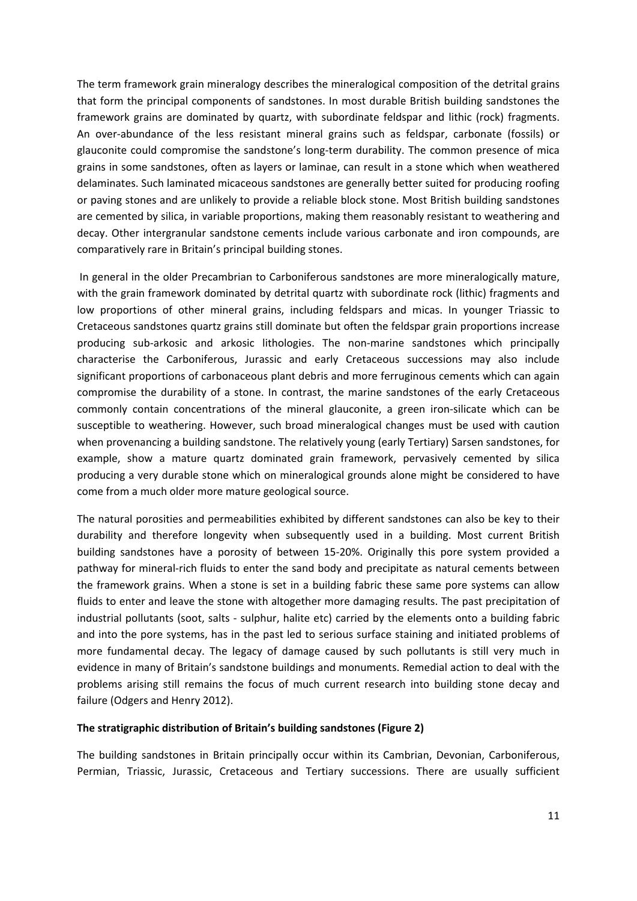The term framework grain mineralogy describes the mineralogical composition of the detrital grains that form the principal components of sandstones. In most durable British building sandstones the framework grains are dominated by quartz, with subordinate feldspar and lithic (rock) fragments. An over-abundance of the less resistant mineral grains such as feldspar, carbonate (fossils) or glauconite could compromise the sandstone's long-term durability. The common presence of mica grains in some sandstones, often as layers or laminae, can result in a stone which when weathered delaminates. Such laminated micaceous sandstones are generally better suited for producing roofing or paving stones and are unlikely to provide a reliable block stone. Most British building sandstones are cemented by silica, in variable proportions, making them reasonably resistant to weathering and decay. Other intergranular sandstone cements include various carbonate and iron compounds, are comparatively rare in Britain's principal building stones.

In general in the older Precambrian to Carboniferous sandstones are more mineralogically mature, with the grain framework dominated by detrital quartz with subordinate rock (lithic) fragments and low proportions of other mineral grains, including feldspars and micas. In younger Triassic to Cretaceous sandstones quartz grains still dominate but often the feldspar grain proportions increase producing sub-arkosic and arkosic lithologies. The non-marine sandstones which principally characterise the Carboniferous, Jurassic and early Cretaceous successions may also include significant proportions of carbonaceous plant debris and more ferruginous cements which can again compromise the durability of a stone. In contrast, the marine sandstones of the early Cretaceous commonly contain concentrations of the mineral glauconite, a green iron-silicate which can be susceptible to weathering. However, such broad mineralogical changes must be used with caution when provenancing a building sandstone. The relatively young (early Tertiary) Sarsen sandstones, for example, show a mature quartz dominated grain framework, pervasively cemented by silica producing a very durable stone which on mineralogical grounds alone might be considered to have come from a much older more mature geological source.

The natural porosities and permeabilities exhibited by different sandstones can also be key to their durability and therefore longevity when subsequently used in a building. Most current British building sandstones have a porosity of between 15-20%. Originally this pore system provided a pathway for mineral-rich fluids to enter the sand body and precipitate as natural cements between the framework grains. When a stone is set in a building fabric these same pore systems can allow fluids to enter and leave the stone with altogether more damaging results. The past precipitation of industrial pollutants (soot, salts - sulphur, halite etc) carried by the elements onto a building fabric and into the pore systems, has in the past led to serious surface staining and initiated problems of more fundamental decay. The legacy of damage caused by such pollutants is still very much in evidence in many of Britain's sandstone buildings and monuments. Remedial action to deal with the problems arising still remains the focus of much current research into building stone decay and failure (Odgers and Henry 2012).

**The stratigraphic distribution of Britain's building sandstones (Figure 2)**

The building sandstones in Britain principally occur within its Cambrian, Devonian, Carboniferous, Permian, Triassic, Jurassic, Cretaceous and Tertiary successions. There are usually sufficient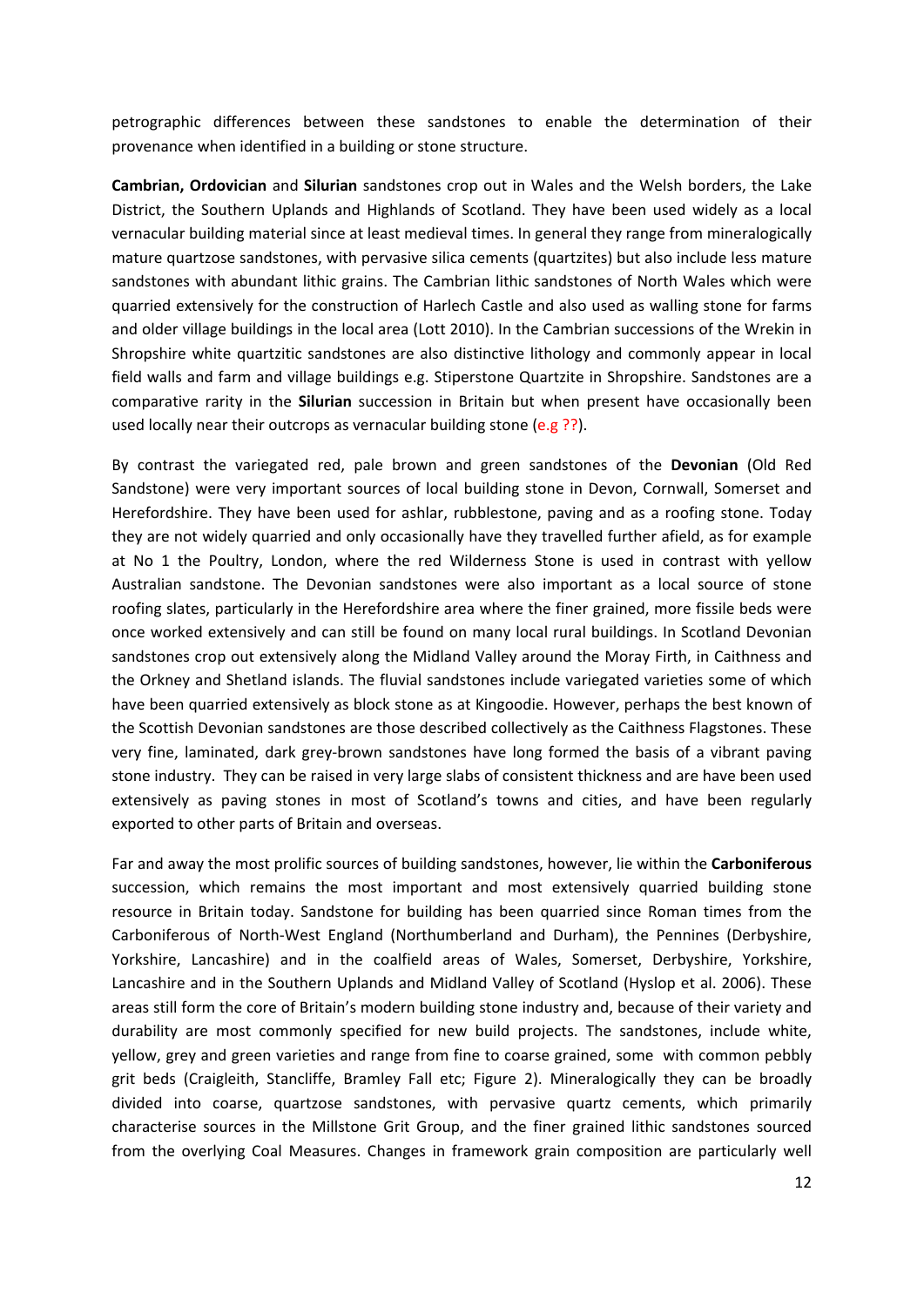petrographic differences between these sandstones to enable the determination of their provenance when identified in a building or stone structure.

**Cambrian, Ordovician** and **Silurian** sandstones crop out in Wales and the Welsh borders, the Lake District, the Southern Uplands and Highlands of Scotland. They have been used widely as a local vernacular building material since at least medieval times. In general they range from mineralogically mature quartzose sandstones, with pervasive silica cements (quartzites) but also include less mature sandstones with abundant lithic grains. The Cambrian lithic sandstones of North Wales which were quarried extensively for the construction of Harlech Castle and also used as walling stone for farms and older village buildings in the local area (Lott 2010). In the Cambrian successions of the Wrekin in Shropshire white quartzitic sandstones are also distinctive lithology and commonly appear in local field walls and farm and village buildings e.g. Stiperstone Quartzite in Shropshire. Sandstones are a comparative rarity in the **Silurian** succession in Britain but when present have occasionally been used locally near their outcrops as vernacular building stone (e.g ??).

By contrast the variegated red, pale brown and green sandstones of the **Devonian** (Old Red Sandstone) were very important sources of local building stone in Devon, Cornwall, Somerset and Herefordshire. They have been used for ashlar, rubblestone, paving and as a roofing stone. Today they are not widely quarried and only occasionally have they travelled further afield, as for example at No 1 the Poultry, London, where the red Wilderness Stone is used in contrast with yellow Australian sandstone. The Devonian sandstones were also important as a local source of stone roofing slates, particularly in the Herefordshire area where the finer grained, more fissile beds were once worked extensively and can still be found on many local rural buildings. In Scotland Devonian sandstones crop out extensively along the Midland Valley around the Moray Firth, in Caithness and the Orkney and Shetland islands. The fluvial sandstones include variegated varieties some of which have been quarried extensively as block stone as at Kingoodie. However, perhaps the best known of the Scottish Devonian sandstones are those described collectively as the Caithness Flagstones. These very fine, laminated, dark grey-brown sandstones have long formed the basis of a vibrant paving stone industry. They can be raised in very large slabs of consistent thickness and are have been used extensively as paving stones in most of Scotland's towns and cities, and have been regularly exported to other parts of Britain and overseas.

Far and away the most prolific sources of building sandstones, however, lie within the **Carboniferous** succession, which remains the most important and most extensively quarried building stone resource in Britain today. Sandstone for building has been quarried since Roman times from the Carboniferous of North-West England (Northumberland and Durham), the Pennines (Derbyshire, Yorkshire, Lancashire) and in the coalfield areas of Wales, Somerset, Derbyshire, Yorkshire, Lancashire and in the Southern Uplands and Midland Valley of Scotland (Hyslop et al. 2006). These areas still form the core of Britain's modern building stone industry and, because of their variety and durability are most commonly specified for new build projects. The sandstones, include white, yellow, grey and green varieties and range from fine to coarse grained, some with common pebbly grit beds (Craigleith, Stancliffe, Bramley Fall etc; Figure 2). Mineralogically they can be broadly divided into coarse, quartzose sandstones, with pervasive quartz cements, which primarily characterise sources in the Millstone Grit Group, and the finer grained lithic sandstones sourced from the overlying Coal Measures. Changes in framework grain composition are particularly well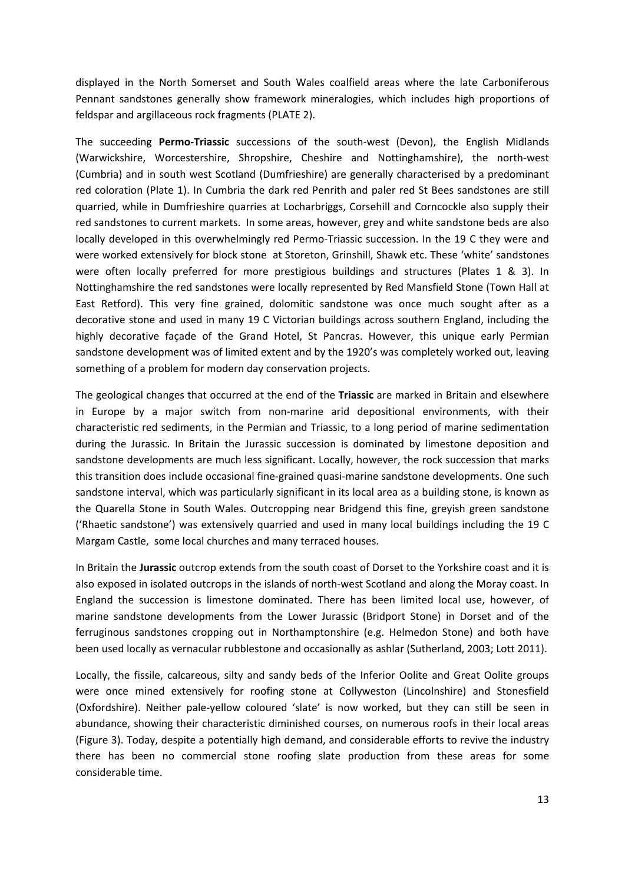displayed in the North Somerset and South Wales coalfield areas where the late Carboniferous Pennant sandstones generally show framework mineralogies, which includes high proportions of feldspar and argillaceous rock fragments (PLATE 2).

The succeeding **Permo-Triassic** successions of the south-west (Devon), the English Midlands (Warwickshire, Worcestershire, Shropshire, Cheshire and Nottinghamshire), the north-west (Cumbria) and in south west Scotland (Dumfrieshire) are generally characterised by a predominant red coloration (Plate 1). In Cumbria the dark red Penrith and paler red St Bees sandstones are still quarried, while in Dumfrieshire quarries at Locharbriggs, Corsehill and Corncockle also supply their red sandstones to current markets. In some areas, however, grey and white sandstone beds are also locally developed in this overwhelmingly red Permo-Triassic succession. In the 19 C they were and were worked extensively for block stone at Storeton, Grinshill, Shawk etc. These 'white' sandstones were often locally preferred for more prestigious buildings and structures (Plates 1 & 3). In Nottinghamshire the red sandstones were locally represented by Red Mansfield Stone (Town Hall at East Retford). This very fine grained, dolomitic sandstone was once much sought after as a decorative stone and used in many 19 C Victorian buildings across southern England, including the highly decorative façade of the Grand Hotel, St Pancras. However, this unique early Permian sandstone development was of limited extent and by the 1920's was completely worked out, leaving something of a problem for modern day conservation projects.

The geological changes that occurred at the end of the **Triassic** are marked in Britain and elsewhere in Europe by a major switch from non-marine arid depositional environments, with their characteristic red sediments, in the Permian and Triassic, to a long period of marine sedimentation during the Jurassic. In Britain the Jurassic succession is dominated by limestone deposition and sandstone developments are much less significant. Locally, however, the rock succession that marks this transition does include occasional fine-grained quasi-marine sandstone developments. One such sandstone interval, which was particularly significant in its local area as a building stone, is known as the Quarella Stone in South Wales. Outcropping near Bridgend this fine, greyish green sandstone ('Rhaetic sandstone') was extensively quarried and used in many local buildings including the 19 C Margam Castle, some local churches and many terraced houses.

In Britain the **Jurassic** outcrop extends from the south coast of Dorset to the Yorkshire coast and it is also exposed in isolated outcrops in the islands of north-west Scotland and along the Moray coast. In England the succession is limestone dominated. There has been limited local use, however, of marine sandstone developments from the Lower Jurassic (Bridport Stone) in Dorset and of the ferruginous sandstones cropping out in Northamptonshire (e.g. Helmedon Stone) and both have been used locally as vernacular rubblestone and occasionally as ashlar (Sutherland, 2003; Lott 2011).

Locally, the fissile, calcareous, silty and sandy beds of the Inferior Oolite and Great Oolite groups were once mined extensively for roofing stone at Collyweston (Lincolnshire) and Stonesfield (Oxfordshire). Neither pale-yellow coloured 'slate' is now worked, but they can still be seen in abundance, showing their characteristic diminished courses, on numerous roofs in their local areas (Figure 3). Today, despite a potentially high demand, and considerable efforts to revive the industry there has been no commercial stone roofing slate production from these areas for some considerable time.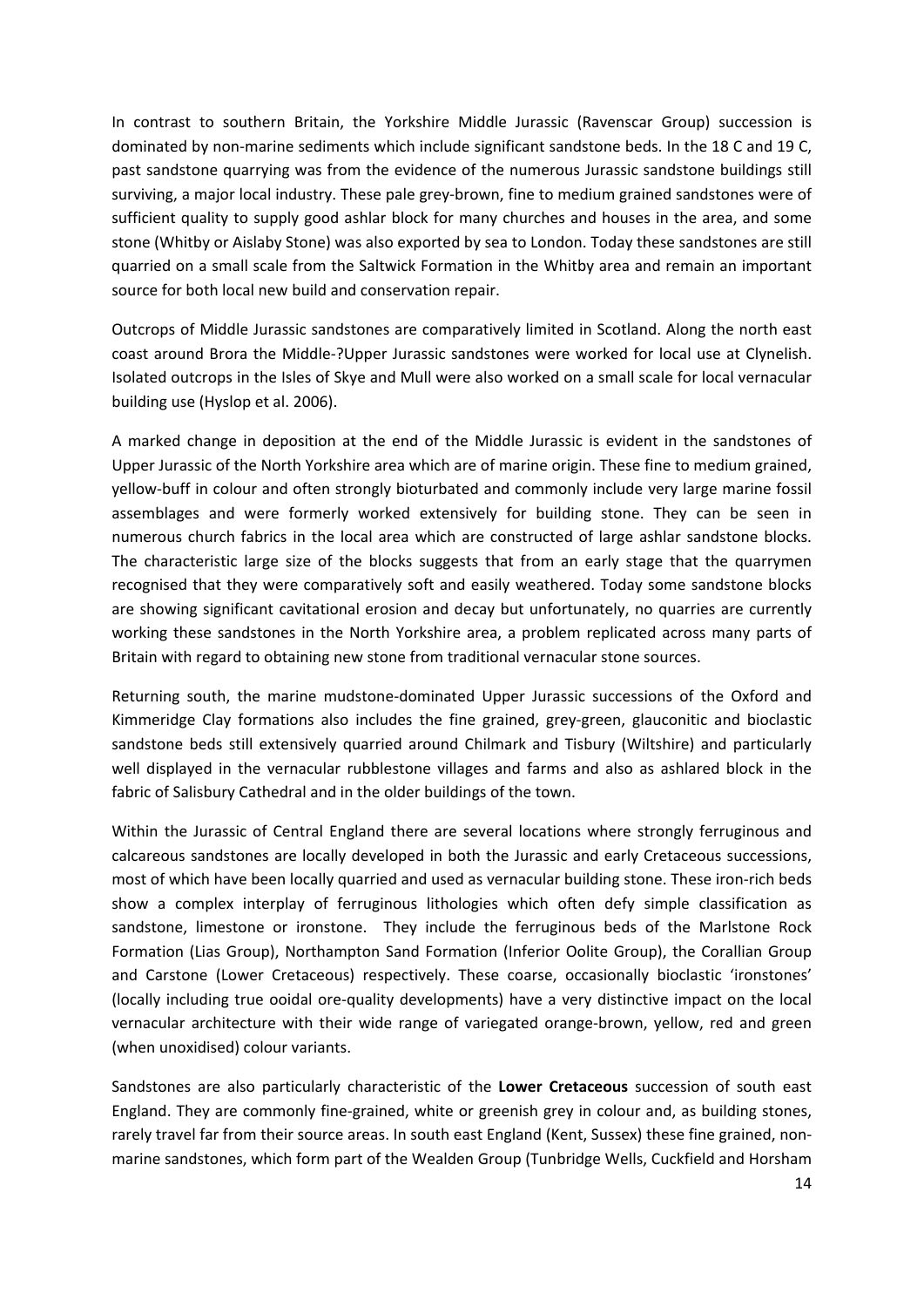In contrast to southern Britain, the Yorkshire Middle Jurassic (Ravenscar Group) succession is dominated by non-marine sediments which include significant sandstone beds. In the 18 C and 19 C, past sandstone quarrying was from the evidence of the numerous Jurassic sandstone buildings still surviving, a major local industry. These pale grey-brown, fine to medium grained sandstones were of sufficient quality to supply good ashlar block for many churches and houses in the area, and some stone (Whitby or Aislaby Stone) was also exported by sea to London. Today these sandstones are still quarried on a small scale from the Saltwick Formation in the Whitby area and remain an important source for both local new build and conservation repair.

Outcrops of Middle Jurassic sandstones are comparatively limited in Scotland. Along the north east coast around Brora the Middle-?Upper Jurassic sandstones were worked for local use at Clynelish. Isolated outcrops in the Isles of Skye and Mull were also worked on a small scale for local vernacular building use (Hyslop et al. 2006).

A marked change in deposition at the end of the Middle Jurassic is evident in the sandstones of Upper Jurassic of the North Yorkshire area which are of marine origin. These fine to medium grained, yellow-buff in colour and often strongly bioturbated and commonly include very large marine fossil assemblages and were formerly worked extensively for building stone. They can be seen in numerous church fabrics in the local area which are constructed of large ashlar sandstone blocks. The characteristic large size of the blocks suggests that from an early stage that the quarrymen recognised that they were comparatively soft and easily weathered. Today some sandstone blocks are showing significant cavitational erosion and decay but unfortunately, no quarries are currently working these sandstones in the North Yorkshire area, a problem replicated across many parts of Britain with regard to obtaining new stone from traditional vernacular stone sources.

Returning south, the marine mudstone-dominated Upper Jurassic successions of the Oxford and Kimmeridge Clay formations also includes the fine grained, grey-green, glauconitic and bioclastic sandstone beds still extensively quarried around Chilmark and Tisbury (Wiltshire) and particularly well displayed in the vernacular rubblestone villages and farms and also as ashlared block in the fabric of Salisbury Cathedral and in the older buildings of the town.

Within the Jurassic of Central England there are several locations where strongly ferruginous and calcareous sandstones are locally developed in both the Jurassic and early Cretaceous successions, most of which have been locally quarried and used as vernacular building stone. These iron-rich beds show a complex interplay of ferruginous lithologies which often defy simple classification as sandstone, limestone or ironstone. They include the ferruginous beds of the Marlstone Rock Formation (Lias Group), Northampton Sand Formation (Inferior Oolite Group), the Corallian Group and Carstone (Lower Cretaceous) respectively. These coarse, occasionally bioclastic 'ironstones' (locally including true ooidal ore-quality developments) have a very distinctive impact on the local vernacular architecture with their wide range of variegated orange-brown, yellow, red and green (when unoxidised) colour variants.

Sandstones are also particularly characteristic of the **Lower Cretaceous** succession of south east England. They are commonly fine-grained, white or greenish grey in colour and, as building stones, rarely travel far from their source areas. In south east England (Kent, Sussex) these fine grained, non-marine sandstones, which form part of the Wealden Group (Tunbridge Wells, Cuckfield and Horsham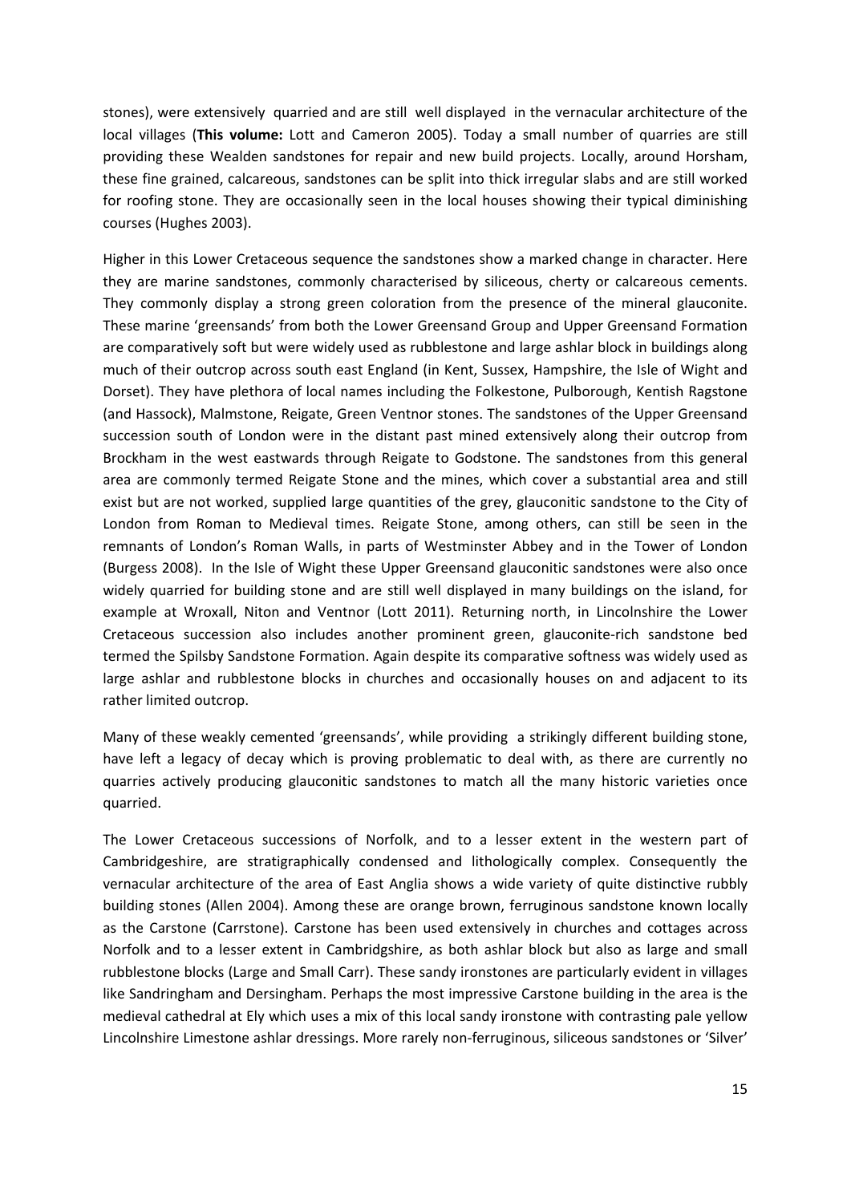stones), were extensively quarried and are still well displayed in the vernacular architecture of the local villages (**This volume:** Lott and Cameron 2005). Today a small number of quarries are still providing these Wealden sandstones for repair and new build projects. Locally, around Horsham, these fine grained, calcareous, sandstones can be split into thick irregular slabs and are still worked for roofing stone. They are occasionally seen in the local houses showing their typical diminishing courses (Hughes 2003).

Higher in this Lower Cretaceous sequence the sandstones show a marked change in character. Here they are marine sandstones, commonly characterised by siliceous, cherty or calcareous cements. They commonly display a strong green coloration from the presence of the mineral glauconite. These marine 'greensands' from both the Lower Greensand Group and Upper Greensand Formation are comparatively soft but were widely used as rubblestone and large ashlar block in buildings along much of their outcrop across south east England (in Kent, Sussex, Hampshire, the Isle of Wight and Dorset). They have plethora of local names including the Folkestone, Pulborough, Kentish Ragstone (and Hassock), Malmstone, Reigate, Green Ventnor stones. The sandstones of the Upper Greensand succession south of London were in the distant past mined extensively along their outcrop from Brockham in the west eastwards through Reigate to Godstone. The sandstones from this general area are commonly termed Reigate Stone and the mines, which cover a substantial area and still exist but are not worked, supplied large quantities of the grey, glauconitic sandstone to the City of London from Roman to Medieval times. Reigate Stone, among others, can still be seen in the remnants of London's Roman Walls, in parts of Westminster Abbey and in the Tower of London (Burgess 2008). In the Isle of Wight these Upper Greensand glauconitic sandstones were also once widely quarried for building stone and are still well displayed in many buildings on the island, for example at Wroxall, Niton and Ventnor (Lott 2011). Returning north, in Lincolnshire the Lower Cretaceous succession also includes another prominent green, glauconite-rich sandstone bed termed the Spilsby Sandstone Formation. Again despite its comparative softness was widely used as large ashlar and rubblestone blocks in churches and occasionally houses on and adjacent to its rather limited outcrop.

Many of these weakly cemented 'greensands', while providing a strikingly different building stone, have left a legacy of decay which is proving problematic to deal with, as there are currently no quarries actively producing glauconitic sandstones to match all the many historic varieties once quarried.

The Lower Cretaceous successions of Norfolk, and to a lesser extent in the western part of Cambridgeshire, are stratigraphically condensed and lithologically complex. Consequently the vernacular architecture of the area of East Anglia shows a wide variety of quite distinctive rubbly building stones (Allen 2004). Among these are orange brown, ferruginous sandstone known locally as the Carstone (Carrstone). Carstone has been used extensively in churches and cottages across Norfolk and to a lesser extent in Cambridgshire, as both ashlar block but also as large and small rubblestone blocks (Large and Small Carr). These sandy ironstones are particularly evident in villages like Sandringham and Dersingham. Perhaps the most impressive Carstone building in the area is the medieval cathedral at Ely which uses a mix of this local sandy ironstone with contrasting pale yellow Lincolnshire Limestone ashlar dressings. More rarely non-ferruginous, siliceous sandstones or 'Silver'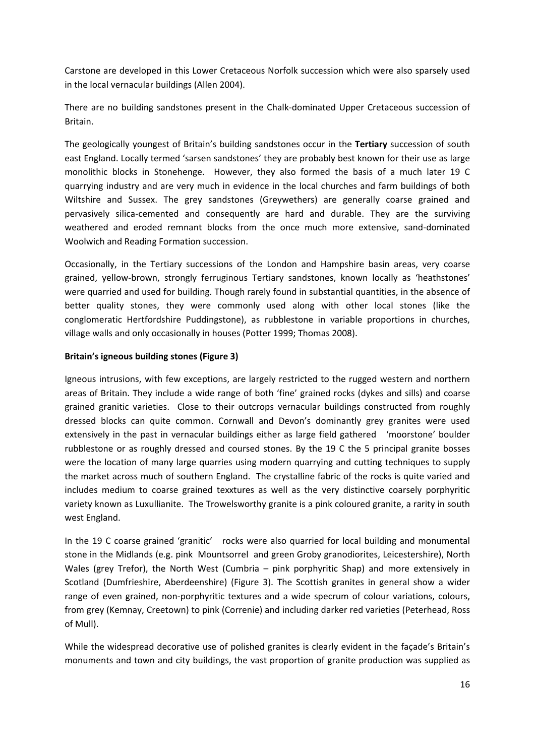Carstone are developed in this Lower Cretaceous Norfolk succession which were also sparsely used in the local vernacular buildings (Allen 2004).

There are no building sandstones present in the Chalk-dominated Upper Cretaceous succession of Britain.

The geologically youngest of Britain's building sandstones occur in the **Tertiary** succession of south east England. Locally termed 'sarsen sandstones' they are probably best known for their use as large monolithic blocks in Stonehenge. However, they also formed the basis of a much later 19 C quarrying industry and are very much in evidence in the local churches and farm buildings of both Wiltshire and Sussex. The grey sandstones (Greywethers) are generally coarse grained and pervasively silica-cemented and consequently are hard and durable. They are the surviving weathered and eroded remnant blocks from the once much more extensive, sand-dominated Woolwich and Reading Formation succession.

Occasionally, in the Tertiary successions of the London and Hampshire basin areas, very coarse grained, yellow-brown, strongly ferruginous Tertiary sandstones, known locally as 'heathstones' were quarried and used for building. Though rarely found in substantial quantities, in the absence of better quality stones, they were commonly used along with other local stones (like the conglomeratic Hertfordshire Puddingstone), as rubblestone in variable proportions in churches, village walls and only occasionally in houses (Potter 1999; Thomas 2008).

**Britain's igneous building stones (Figure 3)**

Igneous intrusions, with few exceptions, are largely restricted to the rugged western and northern areas of Britain. They include a wide range of both 'fine' grained rocks (dykes and sills) and coarse grained granitic varieties. Close to their outcrops vernacular buildings constructed from roughly dressed blocks can quite common. Cornwall and Devon's dominantly grey granites were used extensively in the past in vernacular buildings either as large field gathered 'moorstone' boulder rubblestone or as roughly dressed and coursed stones. By the 19 C the 5 principal granite bosses were the location of many large quarries using modern quarrying and cutting techniques to supply the market across much of southern England. The crystalline fabric of the rocks is quite varied and includes medium to coarse grained texxtures as well as the very distinctive coarsely porphyritic variety known as Luxullianite. The Trowelsworthy granite is a pink coloured granite, a rarity in south west England.

In the 19 C coarse grained 'granitic' rocks were also quarried for local building and monumental stone in the Midlands (e.g. pink Mountsorrel and green Groby granodiorites, Leicestershire), North Wales (grey Trefor), the North West (Cumbria – pink porphyritic Shap) and more extensively in Scotland (Dumfrieshire, Aberdeenshire) (Figure 3). The Scottish granites in general show a wider range of even grained, non-porphyritic textures and a wide specrum of colour variations, colours, from grey (Kemnay, Creetown) to pink (Correnie) and including darker red varieties (Peterhead, Ross of Mull).

While the widespread decorative use of polished granites is clearly evident in the façade's Britain's monuments and town and city buildings, the vast proportion of granite production was supplied as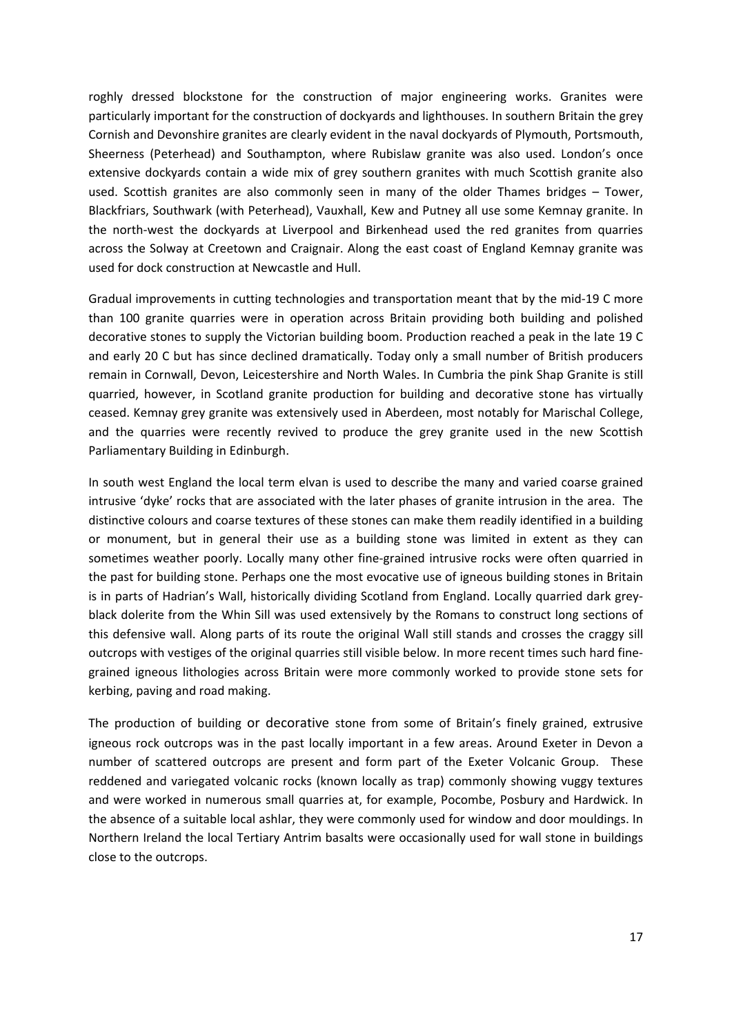roghly dressed blockstone for the construction of major engineering works. Granites were particularly important for the construction of dockyards and lighthouses. In southern Britain the grey Cornish and Devonshire granites are clearly evident in the naval dockyards of Plymouth, Portsmouth, Sheerness (Peterhead) and Southampton, where Rubislaw granite was also used. London's once extensive dockyards contain a wide mix of grey southern granites with much Scottish granite also used. Scottish granites are also commonly seen in many of the older Thames bridges – Tower, Blackfriars, Southwark (with Peterhead), Vauxhall, Kew and Putney all use some Kemnay granite. In the north-west the dockyards at Liverpool and Birkenhead used the red granites from quarries across the Solway at Creetown and Craignair. Along the east coast of England Kemnay granite was used for dock construction at Newcastle and Hull.

Gradual improvements in cutting technologies and transportation meant that by the mid-19 C more than 100 granite quarries were in operation across Britain providing both building and polished decorative stones to supply the Victorian building boom. Production reached a peak in the late 19 C and early 20 C but has since declined dramatically. Today only a small number of British producers remain in Cornwall, Devon, Leicestershire and North Wales. In Cumbria the pink Shap Granite is still quarried, however, in Scotland granite production for building and decorative stone has virtually ceased. Kemnay grey granite was extensively used in Aberdeen, most notably for Marischal College, and the quarries were recently revived to produce the grey granite used in the new Scottish Parliamentary Building in Edinburgh.

In south west England the local term elvan is used to describe the many and varied coarse grained intrusive 'dyke' rocks that are associated with the later phases of granite intrusion in the area. The distinctive colours and coarse textures of these stones can make them readily identified in a building or monument, but in general their use as a building stone was limited in extent as they can sometimes weather poorly. Locally many other fine-grained intrusive rocks were often quarried in the past for building stone. Perhaps one the most evocative use of igneous building stones in Britain is in parts of Hadrian's Wall, historically dividing Scotland from England. Locally quarried dark grey-black dolerite from the Whin Sill was used extensively by the Romans to construct long sections of this defensive wall. Along parts of its route the original Wall still stands and crosses the craggy sill outcrops with vestiges of the original quarries still visible below. In more recent times such hard fine-grained igneous lithologies across Britain were more commonly worked to provide stone sets for kerbing, paving and road making.

The production of building or decorative stone from some of Britain's finely grained, extrusive igneous rock outcrops was in the past locally important in a few areas. Around Exeter in Devon a number of scattered outcrops are present and form part of the Exeter Volcanic Group. These reddened and variegated volcanic rocks (known locally as trap) commonly showing vuggy textures and were worked in numerous small quarries at, for example, Pocombe, Posbury and Hardwick. In the absence of a suitable local ashlar, they were commonly used for window and door mouldings. In Northern Ireland the local Tertiary Antrim basalts were occasionally used for wall stone in buildings close to the outcrops.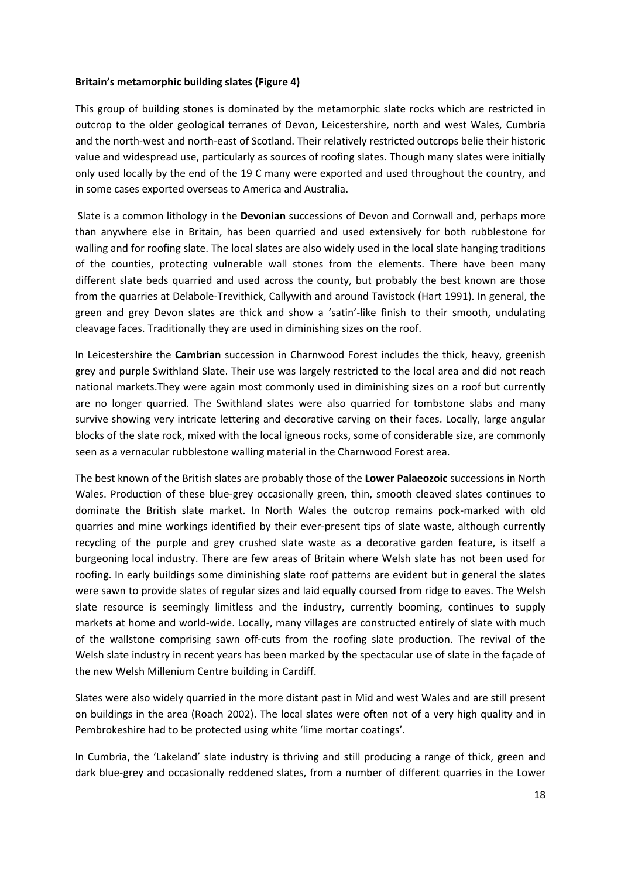**Britain's metamorphic building slates (Figure 4)**

This group of building stones is dominated by the metamorphic slate rocks which are restricted in outcrop to the older geological terranes of Devon, Leicestershire, north and west Wales, Cumbria and the north-west and north-east of Scotland. Their relatively restricted outcrops belie their historic value and widespread use, particularly as sources of roofing slates. Though many slates were initially only used locally by the end of the 19 C many were exported and used throughout the country, and in some cases exported overseas to America and Australia.

Slate is a common lithology in the **Devonian** successions of Devon and Cornwall and, perhaps more than anywhere else in Britain, has been quarried and used extensively for both rubblestone for walling and for roofing slate. The local slates are also widely used in the local slate hanging traditions of the counties, protecting vulnerable wall stones from the elements. There have been many different slate beds quarried and used across the county, but probably the best known are those from the quarries at Delabole-Trevithick, Callywith and around Tavistock (Hart 1991). In general, the green and grey Devon slates are thick and show a 'satin'-like finish to their smooth, undulating cleavage faces. Traditionally they are used in diminishing sizes on the roof.

In Leicestershire the **Cambrian** succession in Charnwood Forest includes the thick, heavy, greenish grey and purple Swithland Slate. Their use was largely restricted to the local area and did not reach national markets.They were again most commonly used in diminishing sizes on a roof but currently are no longer quarried. The Swithland slates were also quarried for tombstone slabs and many survive showing very intricate lettering and decorative carving on their faces. Locally, large angular blocks of the slate rock, mixed with the local igneous rocks, some of considerable size, are commonly seen as a vernacular rubblestone walling material in the Charnwood Forest area.

The best known of the British slates are probably those of the **Lower Palaeozoic** successions in North Wales. Production of these blue-grey occasionally green, thin, smooth cleaved slates continues to dominate the British slate market. In North Wales the outcrop remains pock-marked with old quarries and mine workings identified by their ever-present tips of slate waste, although currently recycling of the purple and grey crushed slate waste as a decorative garden feature, is itself a burgeoning local industry. There are few areas of Britain where Welsh slate has not been used for roofing. In early buildings some diminishing slate roof patterns are evident but in general the slates were sawn to provide slates of regular sizes and laid equally coursed from ridge to eaves. The Welsh slate resource is seemingly limitless and the industry, currently booming, continues to supply markets at home and world-wide. Locally, many villages are constructed entirely of slate with much of the wallstone comprising sawn off-cuts from the roofing slate production. The revival of the Welsh slate industry in recent years has been marked by the spectacular use of slate in the façade of the new Welsh Millenium Centre building in Cardiff.

Slates were also widely quarried in the more distant past in Mid and west Wales and are still present on buildings in the area (Roach 2002). The local slates were often not of a very high quality and in Pembrokeshire had to be protected using white 'lime mortar coatings'.

In Cumbria, the 'Lakeland' slate industry is thriving and still producing a range of thick, green and dark blue-grey and occasionally reddened slates, from a number of different quarries in the Lower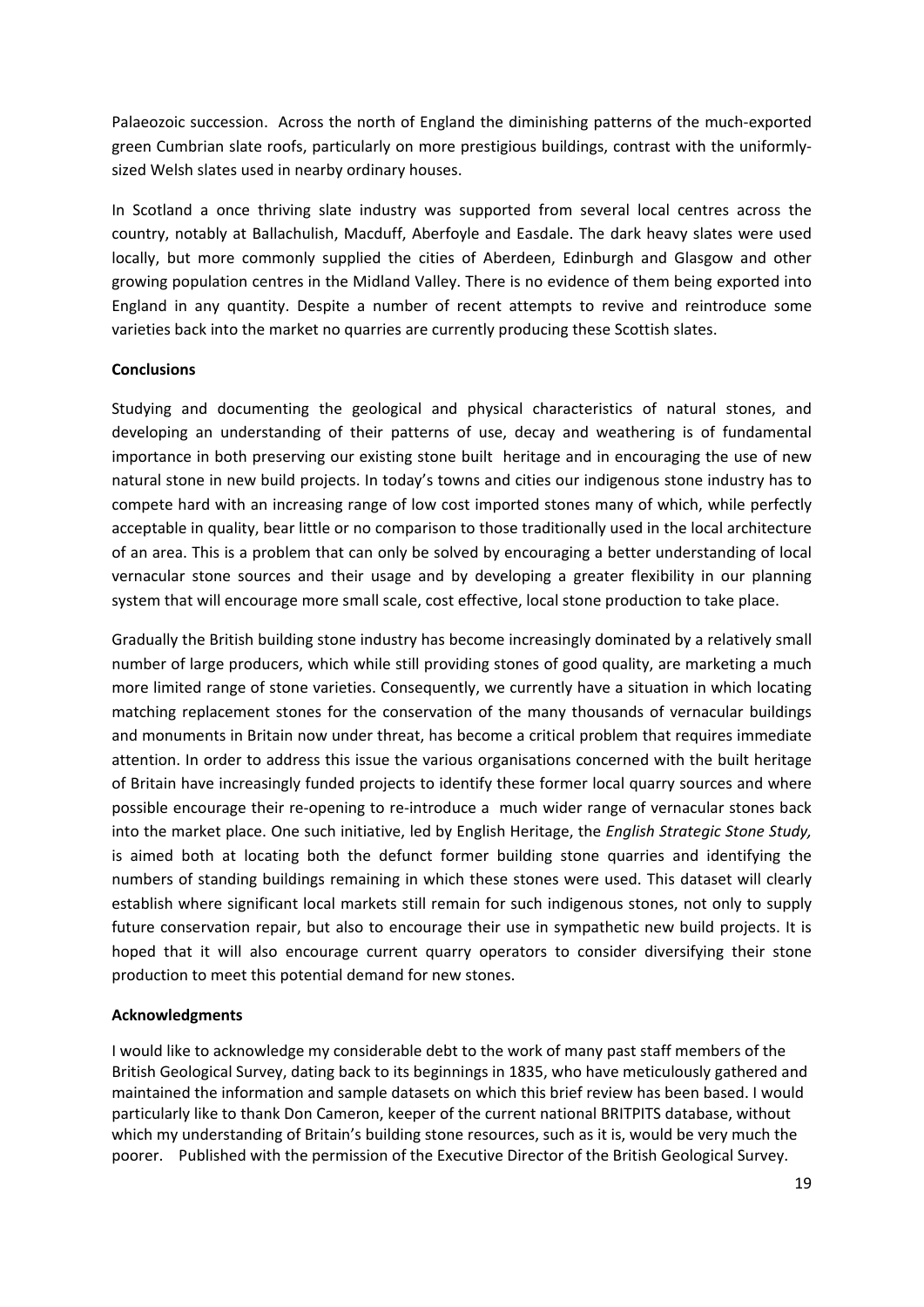Palaeozoic succession. Across the north of England the diminishing patterns of the much-exported green Cumbrian slate roofs, particularly on more prestigious buildings, contrast with the uniformly-sized Welsh slates used in nearby ordinary houses.

In Scotland a once thriving slate industry was supported from several local centres across the country, notably at Ballachulish, Macduff, Aberfoyle and Easdale. The dark heavy slates were used locally, but more commonly supplied the cities of Aberdeen, Edinburgh and Glasgow and other growing population centres in the Midland Valley. There is no evidence of them being exported into England in any quantity. Despite a number of recent attempts to revive and reintroduce some varieties back into the market no quarries are currently producing these Scottish slates.

**Conclusions**

Studying and documenting the geological and physical characteristics of natural stones, and developing an understanding of their patterns of use, decay and weathering is of fundamental importance in both preserving our existing stone built heritage and in encouraging the use of new natural stone in new build projects. In today's towns and cities our indigenous stone industry has to compete hard with an increasing range of low cost imported stones many of which, while perfectly acceptable in quality, bear little or no comparison to those traditionally used in the local architecture of an area. This is a problem that can only be solved by encouraging a better understanding of local vernacular stone sources and their usage and by developing a greater flexibility in our planning system that will encourage more small scale, cost effective, local stone production to take place.

Gradually the British building stone industry has become increasingly dominated by a relatively small number of large producers, which while still providing stones of good quality, are marketing a much more limited range of stone varieties. Consequently, we currently have a situation in which locating matching replacement stones for the conservation of the many thousands of vernacular buildings and monuments in Britain now under threat, has become a critical problem that requires immediate attention. In order to address this issue the various organisations concerned with the built heritage of Britain have increasingly funded projects to identify these former local quarry sources and where possible encourage their re-opening to re-introduce a much wider range of vernacular stones back into the market place. One such initiative, led by English Heritage, the *English Strategic Stone Study,* is aimed both at locating both the defunct former building stone quarries and identifying the numbers of standing buildings remaining in which these stones were used. This dataset will clearly establish where significant local markets still remain for such indigenous stones, not only to supply future conservation repair, but also to encourage their use in sympathetic new build projects. It is hoped that it will also encourage current quarry operators to consider diversifying their stone production to meet this potential demand for new stones.

**Acknowledgments**

I would like to acknowledge my considerable debt to the work of many past staff members of the British Geological Survey, dating back to its beginnings in 1835, who have meticulously gathered and maintained the information and sample datasets on which this brief review has been based. I would particularly like to thank Don Cameron, keeper of the current national BRITPITS database, without which my understanding of Britain's building stone resources, such as it is, would be very much the poorer. Published with the permission of the Executive Director of the British Geological Survey.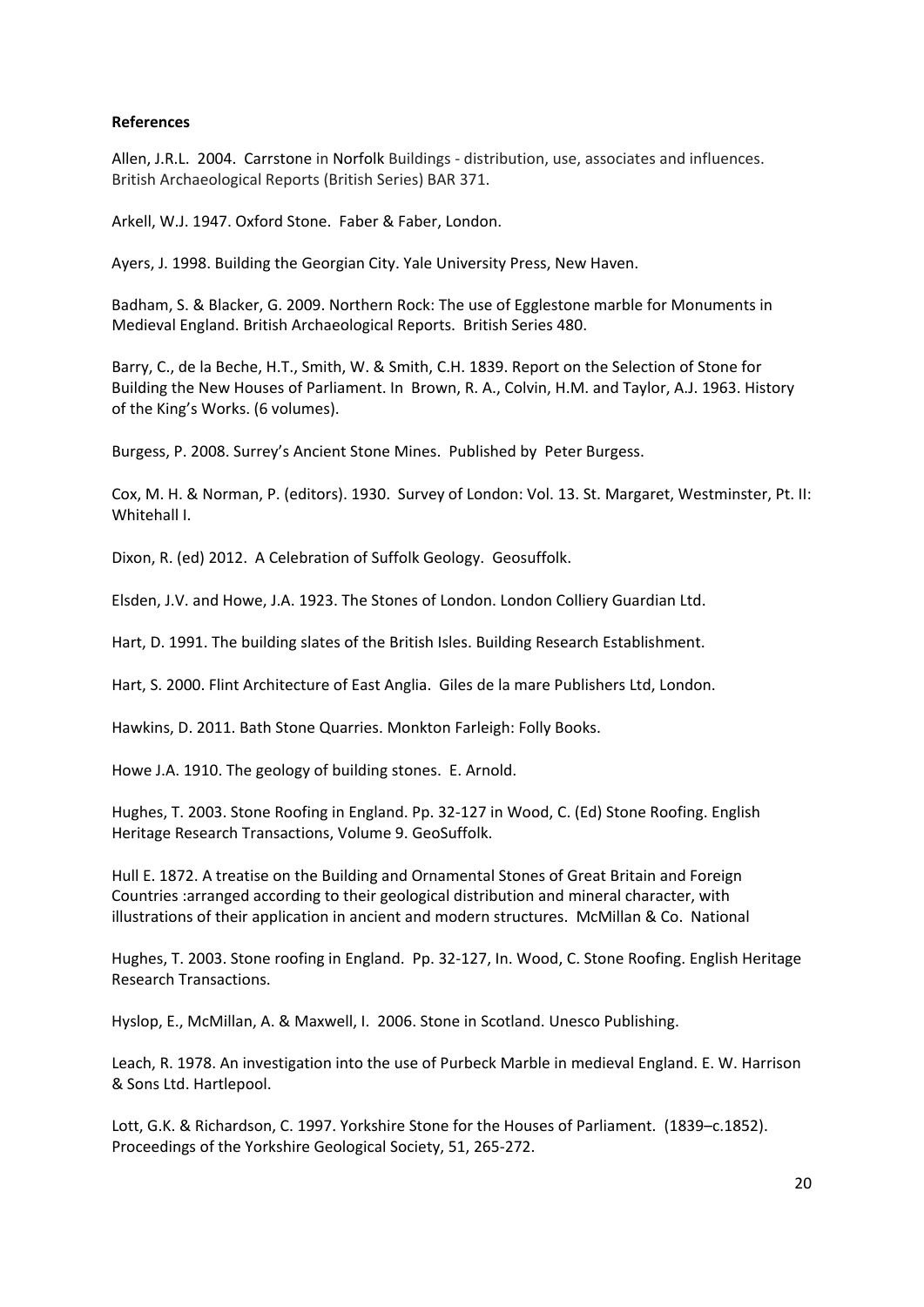**References**

Allen, J.R.L. 2004. Carrstone in Norfolk Buildings - distribution, use, associates and influences. British Archaeological Reports (British Series) BAR 371.

Arkell, W.J. 1947. Oxford Stone. Faber & Faber, London.

Ayers, J. 1998. Building the Georgian City. Yale University Press, New Haven.

Badham, S. & Blacker, G. 2009. Northern Rock: The use of Egglestone marble for Monuments in Medieval England. British Archaeological Reports. British Series 480.

Barry, C., de la Beche, H.T., Smith, W. & Smith, C.H. 1839. Report on the Selection of Stone for Building the New Houses of Parliament. In Brown, R. A., Colvin, H.M. and Taylor, A.J. 1963. History of the King's Works. (6 volumes).

Burgess, P. 2008. Surrey's Ancient Stone Mines. Published by Peter Burgess.

Cox, M. H. & Norman, P. (editors). 1930. Survey of London: Vol. 13. St. Margaret, Westminster, Pt. II: Whitehall I.

Dixon, R. (ed) 2012. A Celebration of Suffolk Geology. Geosuffolk.

Elsden, J.V. and Howe, J.A. 1923. The Stones of London. London Colliery Guardian Ltd.

Hart, D. 1991. The building slates of the British Isles. Building Research Establishment.

Hart, S. 2000. Flint Architecture of East Anglia. Giles de la mare Publishers Ltd, London.

Hawkins, D. 2011. Bath Stone Quarries. Monkton Farleigh: Folly Books.

Howe J.A. 1910. The geology of building stones. E. Arnold.

Hughes, T. 2003. Stone Roofing in England. Pp. 32-127 in Wood, C. (Ed) Stone Roofing. English Heritage Research Transactions, Volume 9. GeoSuffolk.

Hull E. 1872. A treatise on the Building and Ornamental Stones of Great Britain and Foreign Countries :arranged according to their geological distribution and mineral character, with illustrations of their application in ancient and modern structures. McMillan & Co. National

Hughes, T. 2003. Stone roofing in England. Pp. 32-127, In. Wood, C. Stone Roofing. English Heritage Research Transactions.

Hyslop, E., McMillan, A. & Maxwell, I. 2006. Stone in Scotland. Unesco Publishing.

Leach, R. 1978. An investigation into the use of Purbeck Marble in medieval England. E. W. Harrison & Sons Ltd. Hartlepool.

Lott, G.K. & Richardson, C. 1997. Yorkshire Stone for the Houses of Parliament. (1839–c.1852). Proceedings of the Yorkshire Geological Society, 51, 265-272.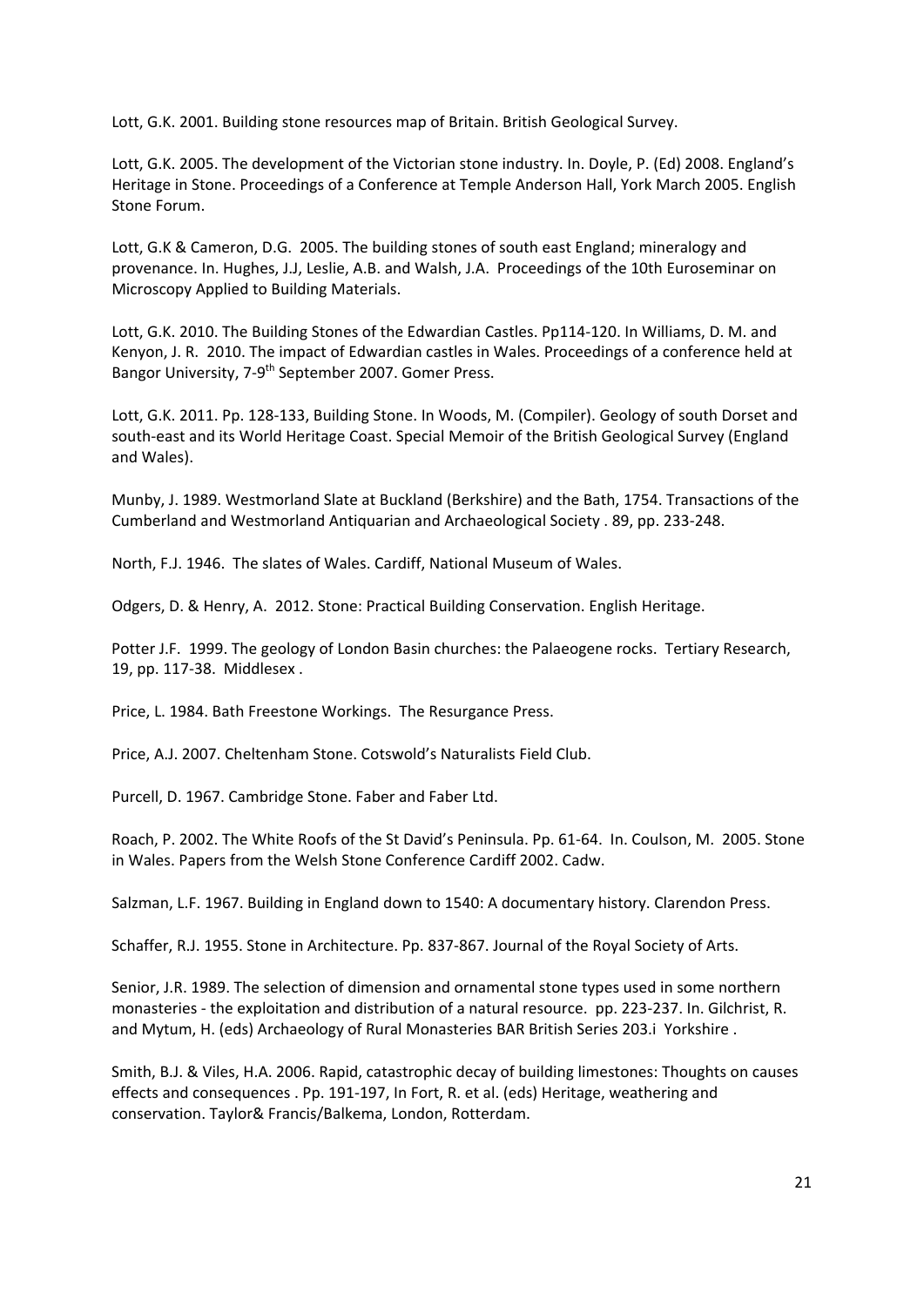Lott, G.K. 2001. Building stone resources map of Britain. British Geological Survey.

Lott, G.K. 2005. The development of the Victorian stone industry. In. Doyle, P. (Ed) 2008. England's Heritage in Stone. Proceedings of a Conference at Temple Anderson Hall, York March 2005. English Stone Forum.

Lott, G.K & Cameron, D.G. 2005. The building stones of south east England; mineralogy and provenance. In. Hughes, J.J, Leslie, A.B. and Walsh, J.A. Proceedings of the 10th Euroseminar on Microscopy Applied to Building Materials.

Lott, G.K. 2010. The Building Stones of the Edwardian Castles. Pp114-120. In Williams, D. M. and Kenyon, J. R. 2010. The impact of Edwardian castles in Wales. Proceedings of a conference held at Bangor University, 7-9th September 2007. Gomer Press.

Lott, G.K. 2011. Pp. 128-133, Building Stone. In Woods, M. (Compiler). Geology of south Dorset and south-east and its World Heritage Coast. Special Memoir of the British Geological Survey (England and Wales).

Munby, J. 1989. Westmorland Slate at Buckland (Berkshire) and the Bath, 1754. Transactions of the Cumberland and Westmorland Antiquarian and Archaeological Society . 89, pp. 233-248.

North, F.J. 1946. The slates of Wales. Cardiff, National Museum of Wales.

Odgers, D. & Henry, A. 2012. Stone: Practical Building Conservation. English Heritage.

Potter J.F. 1999. The geology of London Basin churches: the Palaeogene rocks. Tertiary Research, 19, pp. 117-38. Middlesex .

Price, L. 1984. Bath Freestone Workings. The Resurgance Press.

Price, A.J. 2007. Cheltenham Stone. Cotswold's Naturalists Field Club.

Purcell, D. 1967. Cambridge Stone. Faber and Faber Ltd.

Roach, P. 2002. The White Roofs of the St David's Peninsula. Pp. 61-64. In. Coulson, M. 2005. Stone in Wales. Papers from the Welsh Stone Conference Cardiff 2002. Cadw.

Salzman, L.F. 1967. Building in England down to 1540: A documentary history. Clarendon Press.

Schaffer, R.J. 1955. Stone in Architecture. Pp. 837-867. Journal of the Royal Society of Arts.

Senior, J.R. 1989. The selection of dimension and ornamental stone types used in some northern monasteries - the exploitation and distribution of a natural resource. pp. 223-237. In. Gilchrist, R. and Mytum, H. (eds) Archaeology of Rural Monasteries BAR British Series 203.i Yorkshire .

Smith, B.J. & Viles, H.A. 2006. Rapid, catastrophic decay of building limestones: Thoughts on causes effects and consequences . Pp. 191-197, In Fort, R. et al. (eds) Heritage, weathering and conservation. Taylor& Francis/Balkema, London, Rotterdam.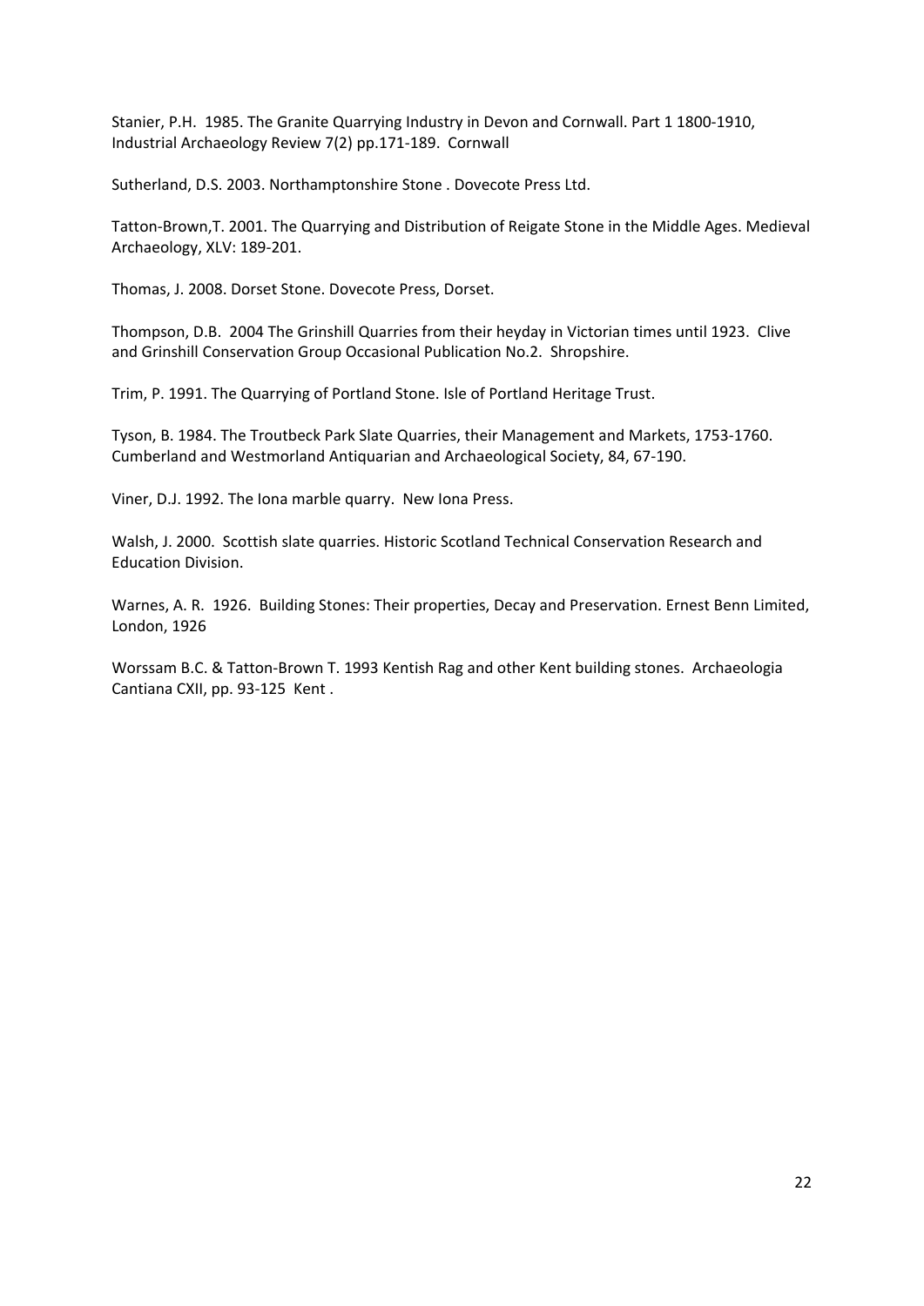Stanier, P.H. 1985. The Granite Quarrying Industry in Devon and Cornwall. Part 1 1800-1910, Industrial Archaeology Review 7(2) pp.171-189. Cornwall

Sutherland, D.S. 2003. Northamptonshire Stone . Dovecote Press Ltd.

Tatton-Brown,T. 2001. The Quarrying and Distribution of Reigate Stone in the Middle Ages. Medieval Archaeology, XLV: 189-201.

Thomas, J. 2008. Dorset Stone. Dovecote Press, Dorset.

Thompson, D.B. 2004 The Grinshill Quarries from their heyday in Victorian times until 1923. Clive and Grinshill Conservation Group Occasional Publication No.2. Shropshire.

Trim, P. 1991. The Quarrying of Portland Stone. Isle of Portland Heritage Trust.

Tyson, B. 1984. The Troutbeck Park Slate Quarries, their Management and Markets, 1753-1760. Cumberland and Westmorland Antiquarian and Archaeological Society, 84, 67-190.

Viner, D.J. 1992. The Iona marble quarry. New Iona Press.

Walsh, J. 2000. Scottish slate quarries. Historic Scotland Technical Conservation Research and Education Division.

Warnes, A. R. 1926. Building Stones: Their properties, Decay and Preservation. Ernest Benn Limited, London, 1926

Worssam B.C. & Tatton-Brown T. 1993 Kentish Rag and other Kent building stones. Archaeologia Cantiana CXII, pp. 93-125 Kent .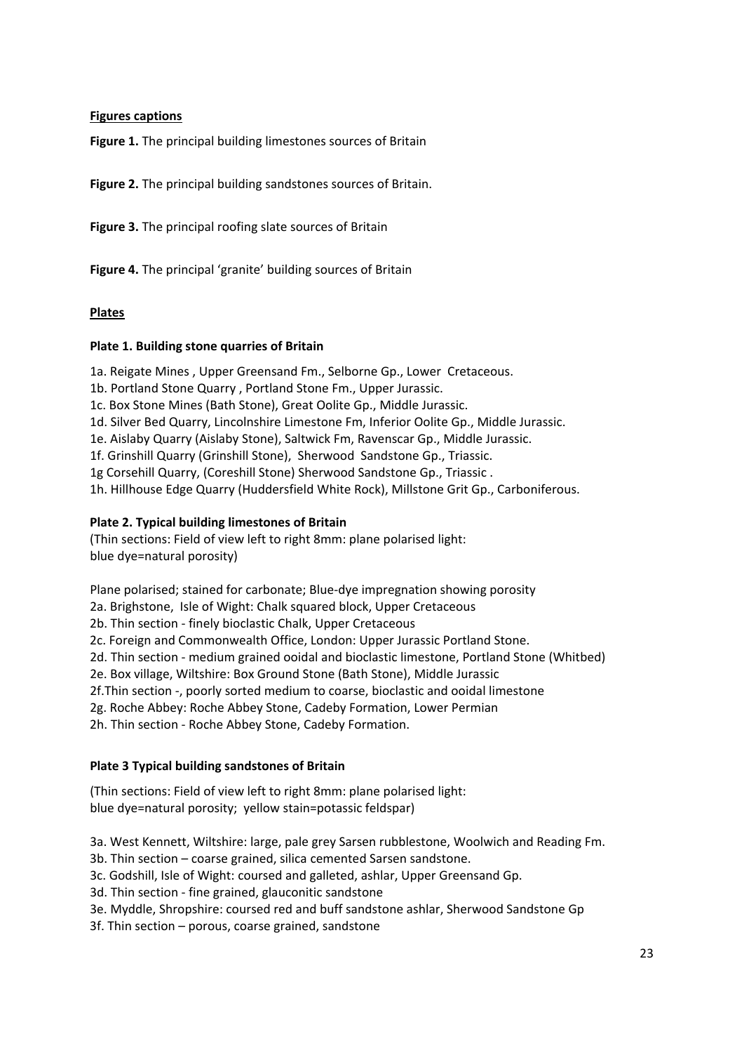**Figures captions**

**Figure 1.** The principal building limestones sources of Britain

**Figure 2.** The principal building sandstones sources of Britain.

**Figure 3.** The principal roofing slate sources of Britain

**Figure 4.** The principal 'granite' building sources of Britain

**Plates**

**Plate 1. Building stone quarries of Britain**

1a. Reigate Mines , Upper Greensand Fm., Selborne Gp., Lower Cretaceous.
1b. Portland Stone Quarry , Portland Stone Fm., Upper Jurassic.
1c. Box Stone Mines (Bath Stone), Great Oolite Gp., Middle Jurassic.
1d. Silver Bed Quarry, Lincolnshire Limestone Fm, Inferior Oolite Gp., Middle Jurassic.
1e. Aislaby Quarry (Aislaby Stone), Saltwick Fm, Ravenscar Gp., Middle Jurassic.
1f. Grinshill Quarry (Grinshill Stone), Sherwood Sandstone Gp., Triassic.
1g Corsehill Quarry, (Coreshill Stone) Sherwood Sandstone Gp., Triassic .
1h. Hillhouse Edge Quarry (Huddersfield White Rock), Millstone Grit Gp., Carboniferous.

**Plate 2. Typical building limestones of Britain**

(Thin sections: Field of view left to right 8mm: plane polarised light:
blue dye=natural porosity)

Plane polarised; stained for carbonate; Blue-dye impregnation showing porosity
2a. Brighstone, Isle of Wight: Chalk squared block, Upper Cretaceous
2b. Thin section - finely bioclastic Chalk, Upper Cretaceous
2c. Foreign and Commonwealth Office, London: Upper Jurassic Portland Stone.
2d. Thin section - medium grained ooidal and bioclastic limestone, Portland Stone (Whitbed)
2e. Box village, Wiltshire: Box Ground Stone (Bath Stone), Middle Jurassic
2f.Thin section -, poorly sorted medium to coarse, bioclastic and ooidal limestone
2g. Roche Abbey: Roche Abbey Stone, Cadeby Formation, Lower Permian
2h. Thin section - Roche Abbey Stone, Cadeby Formation.

**Plate 3 Typical building sandstones of Britain**

(Thin sections: Field of view left to right 8mm: plane polarised light:
blue dye=natural porosity; yellow stain=potassic feldspar)

3a. West Kennett, Wiltshire: large, pale grey Sarsen rubblestone, Woolwich and Reading Fm.
3b. Thin section – coarse grained, silica cemented Sarsen sandstone.
3c. Godshill, Isle of Wight: coursed and galleted, ashlar, Upper Greensand Gp.
3d. Thin section - fine grained, glauconitic sandstone
3e. Myddle, Shropshire: coursed red and buff sandstone ashlar, Sherwood Sandstone Gp
3f. Thin section – porous, coarse grained, sandstone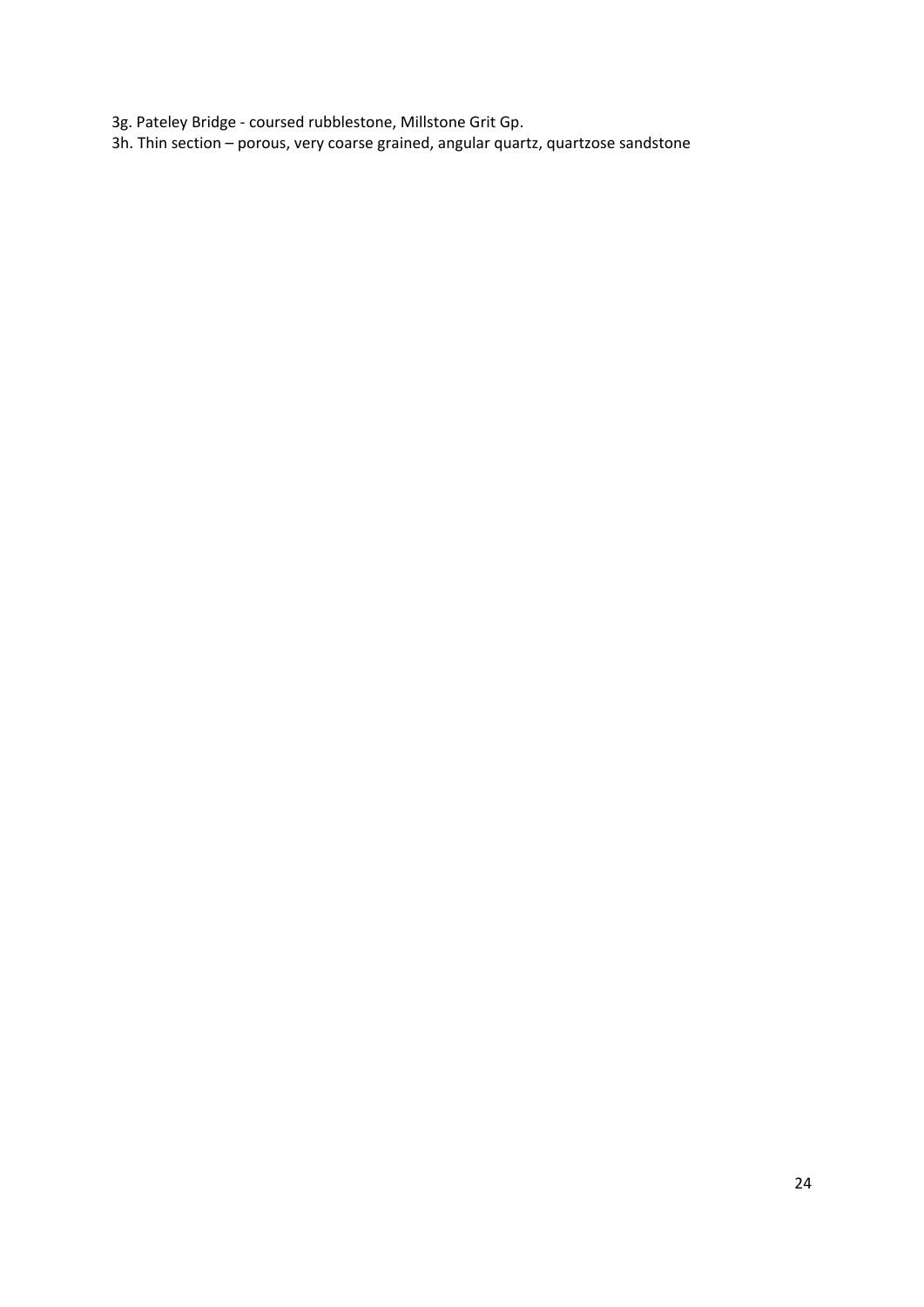3g. Pateley Bridge - coursed rubblestone, Millstone Grit Gp.

3h. Thin section – porous, very coarse grained, angular quartz, quartzose sandstone